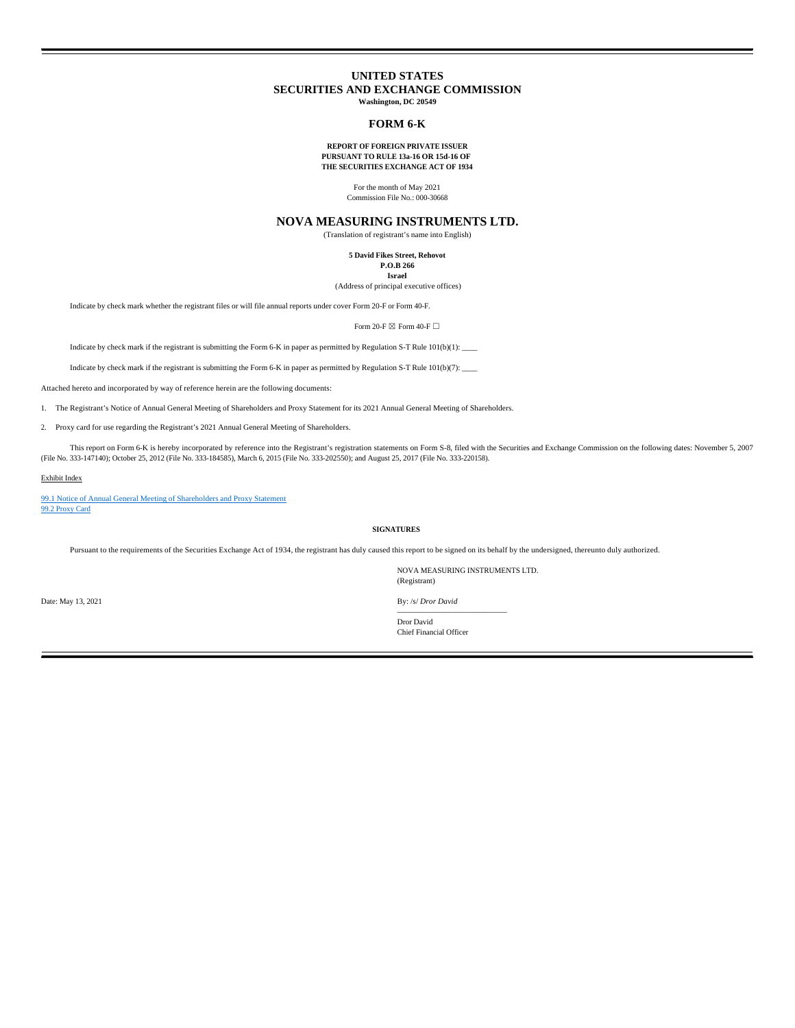# UNITED STATES
# SECURITIES AND EXCHANGE COMMISSION
**Washington, DC 20549**

## FORM 6-K

**REPORT OF FOREIGN PRIVATE ISSUER**
**PURSUANT TO RULE 13a-16 OR 15d-16 OF**
**THE SECURITIES EXCHANGE ACT OF 1934**

For the month of May 2021
Commission File No.: 000-30668

## NOVA MEASURING INSTRUMENTS LTD.

(Translation of registrant's name into English)

**5 David Fikes Street, Rehovot**
**P.O.B 266**
**Israel**
(Address of principal executive offices)

Indicate by check mark whether the registrant files or will file annual reports under cover Form 20-F or Form 40-F.

Form 20-F ☒ Form 40-F ☐

Indicate by check mark if the registrant is submitting the Form 6-K in paper as permitted by Regulation S-T Rule 101(b)(1): ____

Indicate by check mark if the registrant is submitting the Form 6-K in paper as permitted by Regulation S-T Rule 101(b)(7): ____

Attached hereto and incorporated by way of reference herein are the following documents:

1. The Registrant's Notice of Annual General Meeting of Shareholders and Proxy Statement for its 2021 Annual General Meeting of Shareholders.

2. Proxy card for use regarding the Registrant's 2021 Annual General Meeting of Shareholders.

This report on Form 6-K is hereby incorporated by reference into the Registrant's registration statements on Form S-8, filed with the Securities and Exchange Commission on the following dates: November 5, 2007 (File No. 333-147140); October 25, 2012 (File No. 333-184585), March 6, 2015 (File No. 333-202550); and August 25, 2017 (File No. 333-220158).

Exhibit Index

99.1 Notice of Annual General Meeting of Shareholders and Proxy Statement
99.2 Proxy Card

**SIGNATURES**

Pursuant to the requirements of the Securities Exchange Act of 1934, the registrant has duly caused this report to be signed on its behalf by the undersigned, thereunto duly authorized.

NOVA MEASURING INSTRUMENTS LTD.
(Registrant)

Date: May 13, 2021

By: /s/ *Dror David*

Dror David
Chief Financial Officer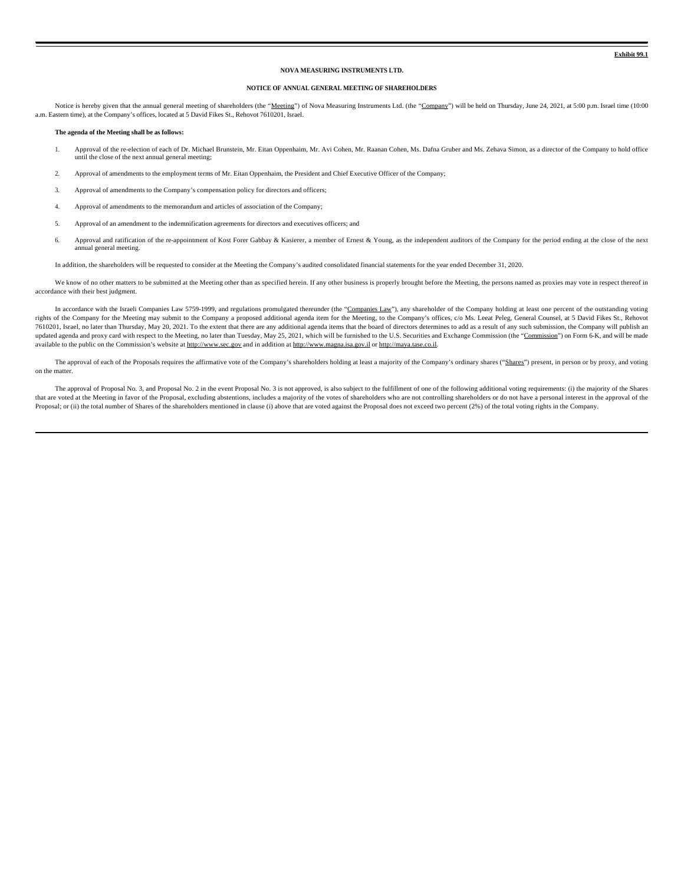**Exhibit 99.1**

**NOVA MEASURING INSTRUMENTS LTD.**

**NOTICE OF ANNUAL GENERAL MEETING OF SHAREHOLDERS**

Notice is hereby given that the annual general meeting of shareholders (the "Meeting") of Nova Measuring Instruments Ltd. (the "Company") will be held on Thursday, June 24, 2021, at 5:00 p.m. Israel time (10:00 a.m. Eastern time), at the Company's offices, located at 5 David Fikes St., Rehovot 7610201, Israel.

**The agenda of the Meeting shall be as follows:**

1. Approval of the re-election of each of Dr. Michael Brunstein, Mr. Eitan Oppenhaim, Mr. Avi Cohen, Mr. Raanan Cohen, Ms. Dafna Gruber and Ms. Zehava Simon, as a director of the Company to hold office until the close of the next annual general meeting;

2. Approval of amendments to the employment terms of Mr. Eitan Oppenhaim, the President and Chief Executive Officer of the Company;

3. Approval of amendments to the Company's compensation policy for directors and officers;

4. Approval of amendments to the memorandum and articles of association of the Company;

5. Approval of an amendment to the indemnification agreements for directors and executives officers; and

6. Approval and ratification of the re-appointment of Kost Forer Gabbay & Kasierer, a member of Ernest & Young, as the independent auditors of the Company for the period ending at the close of the next annual general meeting.

In addition, the shareholders will be requested to consider at the Meeting the Company's audited consolidated financial statements for the year ended December 31, 2020.

We know of no other matters to be submitted at the Meeting other than as specified herein. If any other business is properly brought before the Meeting, the persons named as proxies may vote in respect thereof in accordance with their best judgment.

In accordance with the Israeli Companies Law 5759-1999, and regulations promulgated thereunder (the "Companies Law"), any shareholder of the Company holding at least one percent of the outstanding voting rights of the Company for the Meeting may submit to the Company a proposed additional agenda item for the Meeting, to the Company's offices, c/o Ms. Leeat Peleg, General Counsel, at 5 David Fikes St., Rehovot 7610201, Israel, no later than Thursday, May 20, 2021. To the extent that there are any additional agenda items that the board of directors determines to add as a result of any such submission, the Company will publish an updated agenda and proxy card with respect to the Meeting, no later than Tuesday, May 25, 2021, which will be furnished to the U.S. Securities and Exchange Commission (the "Commission") on Form 6-K, and will be made available to the public on the Commission's website at http://www.sec.gov and in addition at http://www.magna.isa.gov.il or http://maya.tase.co.il.

The approval of each of the Proposals requires the affirmative vote of the Company's shareholders holding at least a majority of the Company's ordinary shares ("Shares") present, in person or by proxy, and voting on the matter.

The approval of Proposal No. 3, and Proposal No. 2 in the event Proposal No. 3 is not approved, is also subject to the fulfillment of one of the following additional voting requirements: (i) the majority of the Shares that are voted at the Meeting in favor of the Proposal, excluding abstentions, includes a majority of the votes of shareholders who are not controlling shareholders or do not have a personal interest in the approval of the Proposal; or (ii) the total number of Shares of the shareholders mentioned in clause (i) above that are voted against the Proposal does not exceed two percent (2%) of the total voting rights in the Company.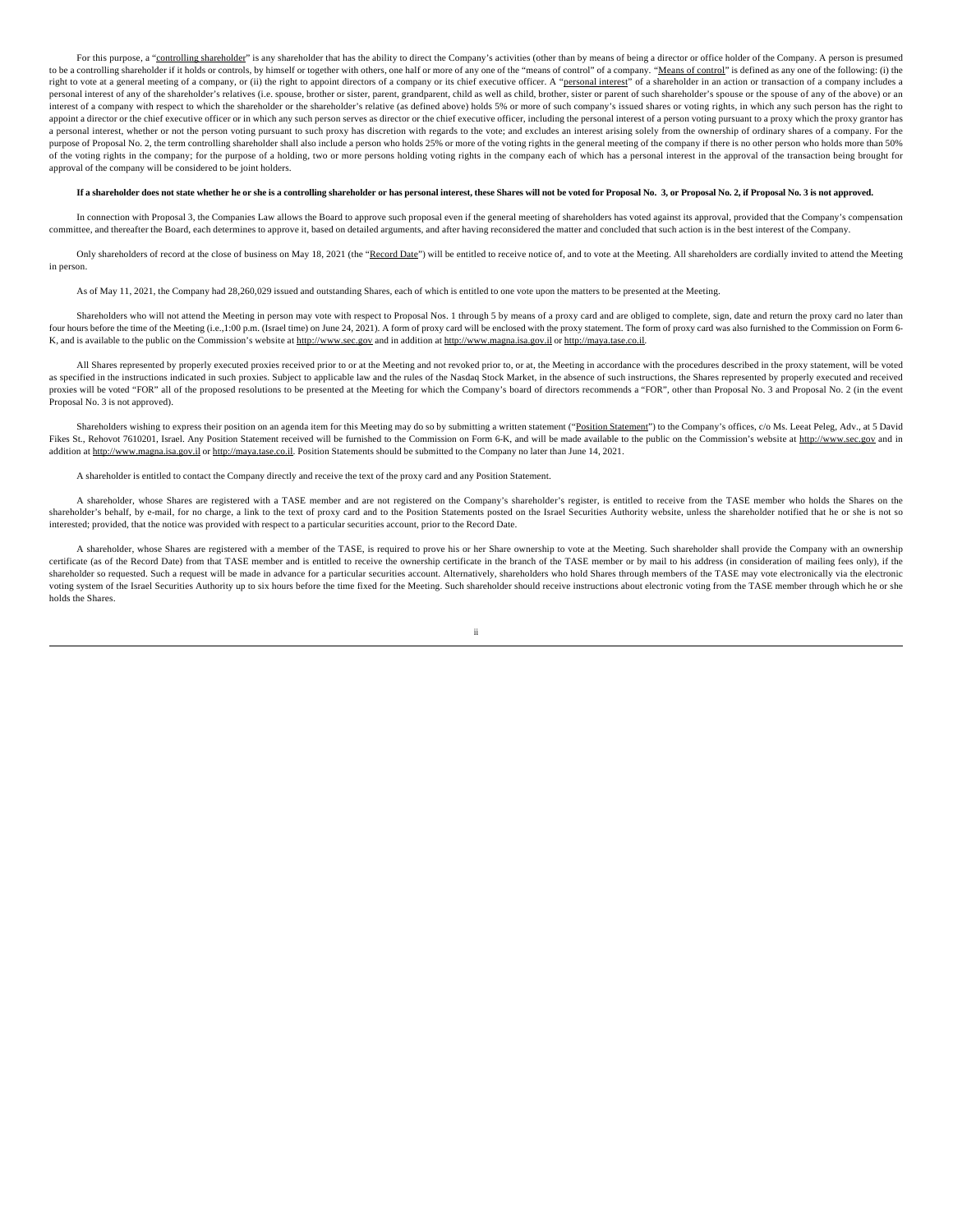For this purpose, a "controlling shareholder" is any shareholder that has the ability to direct the Company's activities (other than by means of being a director or office holder of the Company. A person is presumed to be a controlling shareholder if it holds or controls, by himself or together with others, one half or more of any one of the "means of control" of a company. "Means of control" is defined as any one of the following: (i) the right to vote at a general meeting of a company, or (ii) the right to appoint directors of a company or its chief executive officer. A "personal interest" of a shareholder in an action or transaction of a company includes a personal interest of any of the shareholder's relatives (i.e. spouse, brother or sister, parent, grandparent, child as well as child, brother, sister or parent of such shareholder's spouse or the spouse of any of the above) or an interest of a company with respect to which the shareholder or the shareholder's relative (as defined above) holds 5% or more of such company's issued shares or voting rights, in which any such person has the right to appoint a director or the chief executive officer or in which any such person serves as director or the chief executive officer, including the personal interest of a person voting pursuant to a proxy which the proxy grantor has a personal interest, whether or not the person voting pursuant to such proxy has discretion with regards to the vote; and excludes an interest arising solely from the ownership of ordinary shares of a company. For the purpose of Proposal No. 2, the term controlling shareholder shall also include a person who holds 25% or more of the voting rights in the general meeting of the company if there is no other person who holds more than 50% of the voting rights in the company; for the purpose of a holding, two or more persons holding voting rights in the company each of which has a personal interest in the approval of the transaction being brought for approval of the company will be considered to be joint holders.

**If a shareholder does not state whether he or she is a controlling shareholder or has personal interest, these Shares will not be voted for Proposal No. 3, or Proposal No. 2, if Proposal No. 3 is not approved.**

In connection with Proposal 3, the Companies Law allows the Board to approve such proposal even if the general meeting of shareholders has voted against its approval, provided that the Company's compensation committee, and thereafter the Board, each determines to approve it, based on detailed arguments, and after having reconsidered the matter and concluded that such action is in the best interest of the Company.

Only shareholders of record at the close of business on May 18, 2021 (the "Record Date") will be entitled to receive notice of, and to vote at the Meeting. All shareholders are cordially invited to attend the Meeting in person.

As of May 11, 2021, the Company had 28,260,029 issued and outstanding Shares, each of which is entitled to one vote upon the matters to be presented at the Meeting.

Shareholders who will not attend the Meeting in person may vote with respect to Proposal Nos. 1 through 5 by means of a proxy card and are obliged to complete, sign, date and return the proxy card no later than four hours before the time of the Meeting (i.e.,1:00 p.m. (Israel time) on June 24, 2021). A form of proxy card will be enclosed with the proxy statement. The form of proxy card was also furnished to the Commission on Form 6-K, and is available to the public on the Commission's website at http://www.sec.gov and in addition at http://www.magna.isa.gov.il or http://maya.tase.co.il.

All Shares represented by properly executed proxies received prior to or at the Meeting and not revoked prior to, or at, the Meeting in accordance with the procedures described in the proxy statement, will be voted as specified in the instructions indicated in such proxies. Subject to applicable law and the rules of the Nasdaq Stock Market, in the absence of such instructions, the Shares represented by properly executed and received proxies will be voted "FOR" all of the proposed resolutions to be presented at the Meeting for which the Company's board of directors recommends a "FOR", other than Proposal No. 3 and Proposal No. 2 (in the event Proposal No. 3 is not approved).

Shareholders wishing to express their position on an agenda item for this Meeting may do so by submitting a written statement ("Position Statement") to the Company's offices, c/o Ms. Leeat Peleg, Adv., at 5 David Fikes St., Rehovot 7610201, Israel. Any Position Statement received will be furnished to the Commission on Form 6-K, and will be made available to the public on the Commission's website at http://www.sec.gov and in addition at http://www.magna.isa.gov.il or http://maya.tase.co.il. Position Statements should be submitted to the Company no later than June 14, 2021.

A shareholder is entitled to contact the Company directly and receive the text of the proxy card and any Position Statement.

A shareholder, whose Shares are registered with a TASE member and are not registered on the Company's shareholder's register, is entitled to receive from the TASE member who holds the Shares on the shareholder's behalf, by e-mail, for no charge, a link to the text of proxy card and to the Position Statements posted on the Israel Securities Authority website, unless the shareholder notified that he or she is not so interested; provided, that the notice was provided with respect to a particular securities account, prior to the Record Date.

A shareholder, whose Shares are registered with a member of the TASE, is required to prove his or her Share ownership to vote at the Meeting. Such shareholder shall provide the Company with an ownership certificate (as of the Record Date) from that TASE member and is entitled to receive the ownership certificate in the branch of the TASE member or by mail to his address (in consideration of mailing fees only), if the shareholder so requested. Such a request will be made in advance for a particular securities account. Alternatively, shareholders who hold Shares through members of the TASE may vote electronically via the electronic voting system of the Israel Securities Authority up to six hours before the time fixed for the Meeting. Such shareholder should receive instructions about electronic voting from the TASE member through which he or she holds the Shares.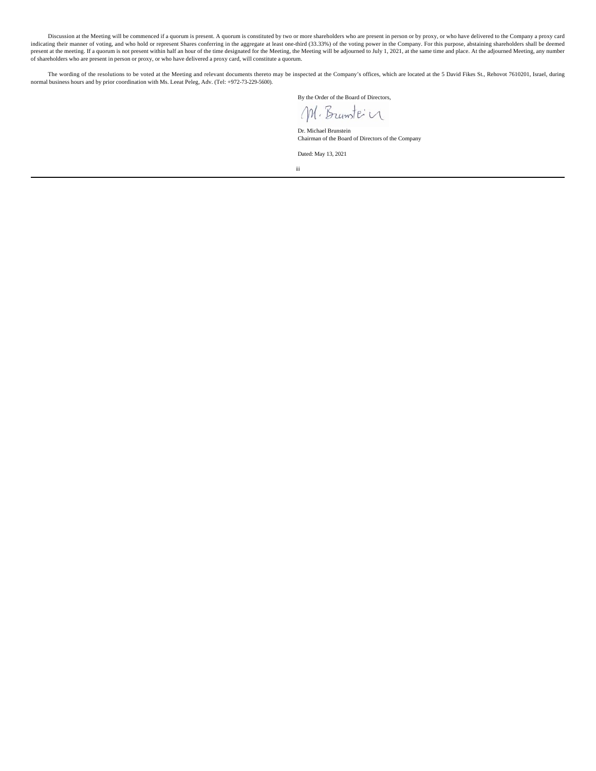Discussion at the Meeting will be commenced if a quorum is present. A quorum is constituted by two or more shareholders who are present in person or by proxy, or who have delivered to the Company a proxy card indicating their manner of voting, and who hold or represent Shares conferring in the aggregate at least one-third (33.33%) of the voting power in the Company. For this purpose, abstaining shareholders shall be deemed present at the meeting. If a quorum is not present within half an hour of the time designated for the Meeting, the Meeting will be adjourned to July 1, 2021, at the same time and place. At the adjourned Meeting, any number of shareholders who are present in person or proxy, or who have delivered a proxy card, will constitute a quorum.

The wording of the resolutions to be voted at the Meeting and relevant documents thereto may be inspected at the Company's offices, which are located at the 5 David Fikes St., Rehovot 7610201, Israel, during normal business hours and by prior coordination with Ms. Leeat Peleg, Adv. (Tel: +972-73-229-5600).

By the Order of the Board of Directors,

M. Brunstein

Dr. Michael Brunstein
Chairman of the Board of Directors of the Company

Dated: May 13, 2021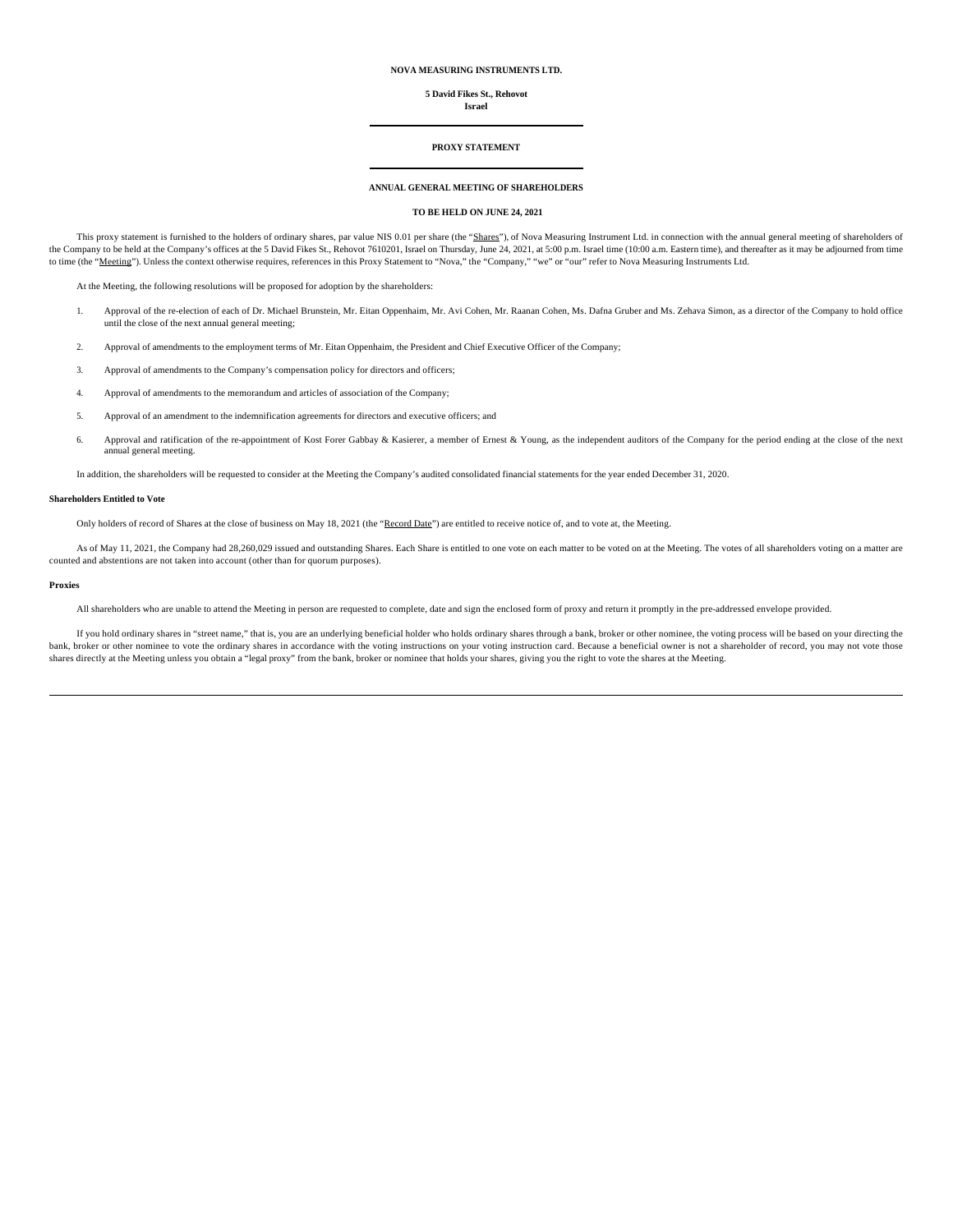**NOVA MEASURING INSTRUMENTS LTD.**

**5 David Fikes St., Rehovot**
**Israel**

---

**PROXY STATEMENT**

---

**ANNUAL GENERAL MEETING OF SHAREHOLDERS**

**TO BE HELD ON JUNE 24, 2021**

This proxy statement is furnished to the holders of ordinary shares, par value NIS 0.01 per share (the "Shares"), of Nova Measuring Instrument Ltd. in connection with the annual general meeting of shareholders of the Company to be held at the Company's offices at the 5 David Fikes St., Rehovot 7610201, Israel on Thursday, June 24, 2021, at 5:00 p.m. Israel time (10:00 a.m. Eastern time), and thereafter as it may be adjourned from time to time (the "Meeting"). Unless the context otherwise requires, references in this Proxy Statement to "Nova," the "Company," "we" or "our" refer to Nova Measuring Instruments Ltd.

At the Meeting, the following resolutions will be proposed for adoption by the shareholders:

1. Approval of the re-election of each of Dr. Michael Brunstein, Mr. Eitan Oppenhaim, Mr. Avi Cohen, Mr. Raanan Cohen, Ms. Dafna Gruber and Ms. Zehava Simon, as a director of the Company to hold office until the close of the next annual general meeting;

2. Approval of amendments to the employment terms of Mr. Eitan Oppenhaim, the President and Chief Executive Officer of the Company;

3. Approval of amendments to the Company's compensation policy for directors and officers;

4. Approval of amendments to the memorandum and articles of association of the Company;

5. Approval of an amendment to the indemnification agreements for directors and executive officers; and

6. Approval and ratification of the re-appointment of Kost Forer Gabbay & Kasierer, a member of Ernest & Young, as the independent auditors of the Company for the period ending at the close of the next annual general meeting.

In addition, the shareholders will be requested to consider at the Meeting the Company's audited consolidated financial statements for the year ended December 31, 2020.

**Shareholders Entitled to Vote**

Only holders of record of Shares at the close of business on May 18, 2021 (the "Record Date") are entitled to receive notice of, and to vote at, the Meeting.

As of May 11, 2021, the Company had 28,260,029 issued and outstanding Shares. Each Share is entitled to one vote on each matter to be voted on at the Meeting. The votes of all shareholders voting on a matter are counted and abstentions are not taken into account (other than for quorum purposes).

**Proxies**

All shareholders who are unable to attend the Meeting in person are requested to complete, date and sign the enclosed form of proxy and return it promptly in the pre-addressed envelope provided.

If you hold ordinary shares in "street name," that is, you are an underlying beneficial holder who holds ordinary shares through a bank, broker or other nominee, the voting process will be based on your directing the bank, broker or other nominee to vote the ordinary shares in accordance with the voting instructions on your voting instruction card. Because a beneficial owner is not a shareholder of record, you may not vote those shares directly at the Meeting unless you obtain a "legal proxy" from the bank, broker or nominee that holds your shares, giving you the right to vote the shares at the Meeting.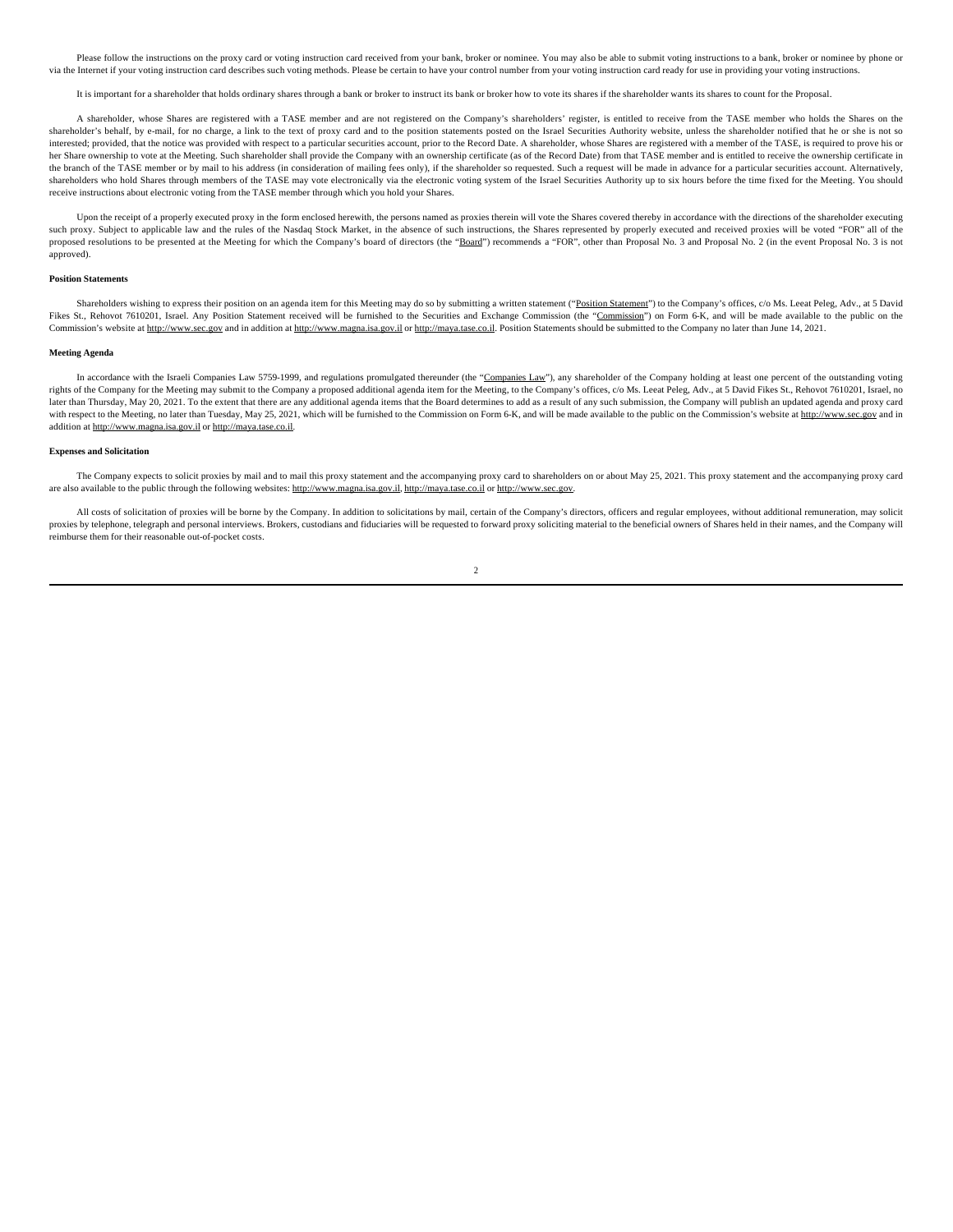Please follow the instructions on the proxy card or voting instruction card received from your bank, broker or nominee. You may also be able to submit voting instructions to a bank, broker or nominee by phone or via the Internet if your voting instruction card describes such voting methods. Please be certain to have your control number from your voting instruction card ready for use in providing your voting instructions.

It is important for a shareholder that holds ordinary shares through a bank or broker to instruct its bank or broker how to vote its shares if the shareholder wants its shares to count for the Proposal.

A shareholder, whose Shares are registered with a TASE member and are not registered on the Company's shareholders' register, is entitled to receive from the TASE member who holds the Shares on the shareholder's behalf, by e-mail, for no charge, a link to the text of proxy card and to the position statements posted on the Israel Securities Authority website, unless the shareholder notified that he or she is not so interested; provided, that the notice was provided with respect to a particular securities account, prior to the Record Date. A shareholder, whose Shares are registered with a member of the TASE, is required to prove his or her Share ownership to vote at the Meeting. Such shareholder shall provide the Company with an ownership certificate (as of the Record Date) from that TASE member and is entitled to receive the ownership certificate in the branch of the TASE member or by mail to his address (in consideration of mailing fees only), if the shareholder so requested. Such a request will be made in advance for a particular securities account. Alternatively, shareholders who hold Shares through members of the TASE may vote electronically via the electronic voting system of the Israel Securities Authority up to six hours before the time fixed for the Meeting. You should receive instructions about electronic voting from the TASE member through which you hold your Shares.

Upon the receipt of a properly executed proxy in the form enclosed herewith, the persons named as proxies therein will vote the Shares covered thereby in accordance with the directions of the shareholder executing such proxy. Subject to applicable law and the rules of the Nasdaq Stock Market, in the absence of such instructions, the Shares represented by properly executed and received proxies will be voted "FOR" all of the proposed resolutions to be presented at the Meeting for which the Company's board of directors (the "Board") recommends a "FOR", other than Proposal No. 3 and Proposal No. 2 (in the event Proposal No. 3 is not approved).

**Position Statements**

Shareholders wishing to express their position on an agenda item for this Meeting may do so by submitting a written statement ("Position Statement") to the Company's offices, c/o Ms. Leeat Peleg, Adv., at 5 David Fikes St., Rehovot 7610201, Israel. Any Position Statement received will be furnished to the Securities and Exchange Commission (the "Commission") on Form 6-K, and will be made available to the public on the Commission's website at http://www.sec.gov and in addition at http://www.magna.isa.gov.il or http://maya.tase.co.il. Position Statements should be submitted to the Company no later than June 14, 2021.

**Meeting Agenda**

In accordance with the Israeli Companies Law 5759-1999, and regulations promulgated thereunder (the "Companies Law"), any shareholder of the Company holding at least one percent of the outstanding voting rights of the Company for the Meeting may submit to the Company a proposed additional agenda item for the Meeting, to the Company's offices, c/o Ms. Leeat Peleg, Adv., at 5 David Fikes St., Rehovot 7610201, Israel, no later than Thursday, May 20, 2021. To the extent that there are any additional agenda items that the Board determines to add as a result of any such submission, the Company will publish an updated agenda and proxy card with respect to the Meeting, no later than Tuesday, May 25, 2021, which will be furnished to the Commission on Form 6-K, and will be made available to the public on the Commission's website at http://www.sec.gov and in addition at http://www.magna.isa.gov.il or http://maya.tase.co.il.

**Expenses and Solicitation**

The Company expects to solicit proxies by mail and to mail this proxy statement and the accompanying proxy card to shareholders on or about May 25, 2021. This proxy statement and the accompanying proxy card are also available to the public through the following websites: http://www.magna.isa.gov.il, http://maya.tase.co.il or http://www.sec.gov.

All costs of solicitation of proxies will be borne by the Company. In addition to solicitations by mail, certain of the Company's directors, officers and regular employees, without additional remuneration, may solicit proxies by telephone, telegraph and personal interviews. Brokers, custodians and fiduciaries will be requested to forward proxy soliciting material to the beneficial owners of Shares held in their names, and the Company will reimburse them for their reasonable out-of-pocket costs.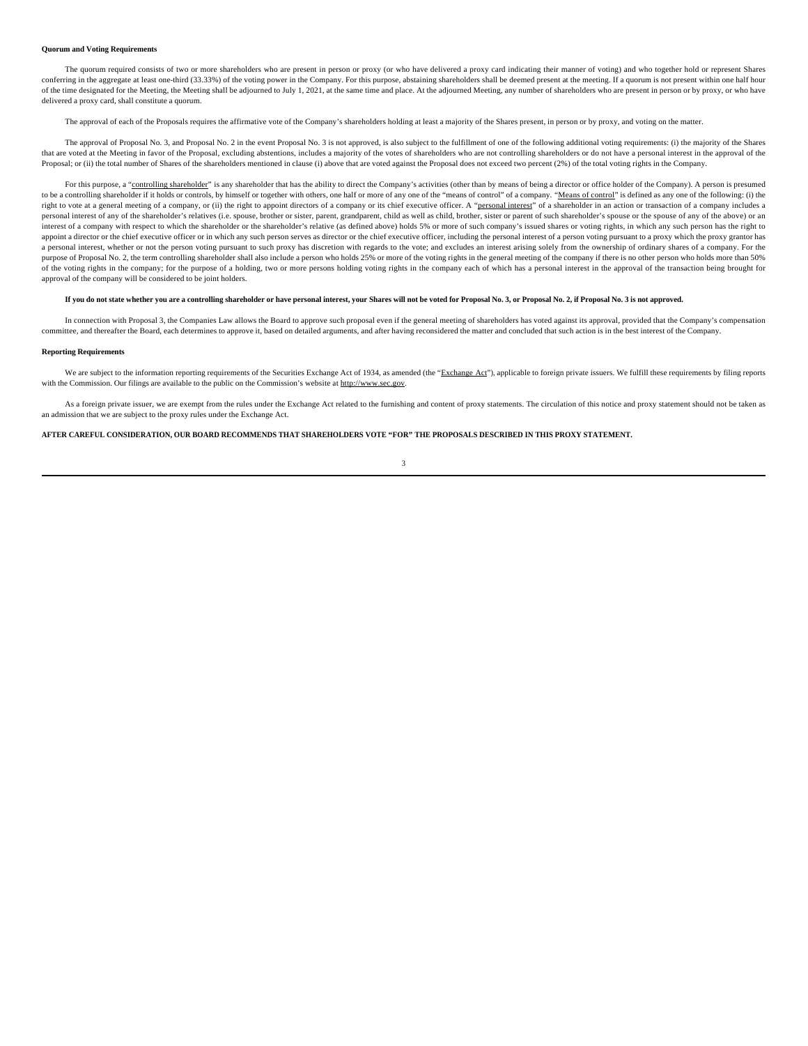**Quorum and Voting Requirements**

The quorum required consists of two or more shareholders who are present in person or proxy (or who have delivered a proxy card indicating their manner of voting) and who together hold or represent Shares conferring in the aggregate at least one-third (33.33%) of the voting power in the Company. For this purpose, abstaining shareholders shall be deemed present at the meeting. If a quorum is not present within one half hour of the time designated for the Meeting, the Meeting shall be adjourned to July 1, 2021, at the same time and place. At the adjourned Meeting, any number of shareholders who are present in person or by proxy, or who have delivered a proxy card, shall constitute a quorum.

The approval of each of the Proposals requires the affirmative vote of the Company's shareholders holding at least a majority of the Shares present, in person or by proxy, and voting on the matter.

The approval of Proposal No. 3, and Proposal No. 2 in the event Proposal No. 3 is not approved, is also subject to the fulfillment of one of the following additional voting requirements: (i) the majority of the Shares that are voted at the Meeting in favor of the Proposal, excluding abstentions, includes a majority of the votes of shareholders who are not controlling shareholders or do not have a personal interest in the approval of the Proposal; or (ii) the total number of Shares of the shareholders mentioned in clause (i) above that are voted against the Proposal does not exceed two percent (2%) of the total voting rights in the Company.

For this purpose, a "controlling shareholder" is any shareholder that has the ability to direct the Company's activities (other than by means of being a director or office holder of the Company). A person is presumed to be a controlling shareholder if it holds or controls, by himself or together with others, one half or more of any one of the "means of control" of a company. "Means of control" is defined as any one of the following: (i) the right to vote at a general meeting of a company, or (ii) the right to appoint directors of a company or its chief executive officer. A "personal interest" of a shareholder in an action or transaction of a company includes a personal interest of any of the shareholder's relatives (i.e. spouse, brother or sister, parent, grandparent, child as well as child, brother, sister or parent of such shareholder's spouse or the spouse of any of the above) or an interest of a company with respect to which the shareholder or the shareholder's relative (as defined above) holds 5% or more of such company's issued shares or voting rights, in which any such person has the right to appoint a director or the chief executive officer or in which any such person serves as director or the chief executive officer, including the personal interest of a person voting pursuant to a proxy which the proxy grantor has a personal interest, whether or not the person voting pursuant to such proxy has discretion with regards to the vote; and excludes an interest arising solely from the ownership of ordinary shares of a company. For the purpose of Proposal No. 2, the term controlling shareholder shall also include a person who holds 25% or more of the voting rights in the general meeting of the company if there is no other person who holds more than 50% of the voting rights in the company; for the purpose of a holding, two or more persons holding voting rights in the company each of which has a personal interest in the approval of the transaction being brought for approval of the company will be considered to be joint holders.

**If you do not state whether you are a controlling shareholder or have personal interest, your Shares will not be voted for Proposal No. 3, or Proposal No. 2, if Proposal No. 3 is not approved.**

In connection with Proposal 3, the Companies Law allows the Board to approve such proposal even if the general meeting of shareholders has voted against its approval, provided that the Company's compensation committee, and thereafter the Board, each determines to approve it, based on detailed arguments, and after having reconsidered the matter and concluded that such action is in the best interest of the Company.

**Reporting Requirements**

We are subject to the information reporting requirements of the Securities Exchange Act of 1934, as amended (the "Exchange Act"), applicable to foreign private issuers. We fulfill these requirements by filing reports with the Commission. Our filings are available to the public on the Commission's website at http://www.sec.gov.

As a foreign private issuer, we are exempt from the rules under the Exchange Act related to the furnishing and content of proxy statements. The circulation of this notice and proxy statement should not be taken as an admission that we are subject to the proxy rules under the Exchange Act.

**AFTER CAREFUL CONSIDERATION, OUR BOARD RECOMMENDS THAT SHAREHOLDERS VOTE "FOR" THE PROPOSALS DESCRIBED IN THIS PROXY STATEMENT.**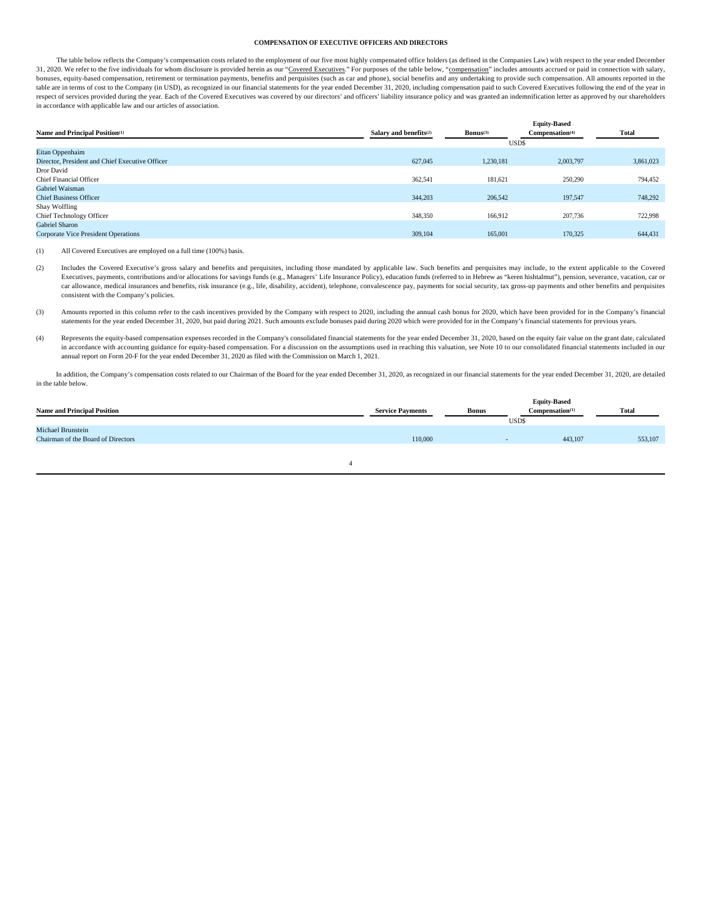**COMPENSATION OF EXECUTIVE OFFICERS AND DIRECTORS**

The table below reflects the Company's compensation costs related to the employment of our five most highly compensated office holders (as defined in the Companies Law) with respect to the year ended December 31, 2020. We refer to the five individuals for whom disclosure is provided herein as our "Covered Executives." For purposes of the table below, "compensation" includes amounts accrued or paid in connection with salary, bonuses, equity-based compensation, retirement or termination payments, benefits and perquisites (such as car and phone), social benefits and any undertaking to provide such compensation. All amounts reported in the table are in terms of cost to the Company (in USD), as recognized in our financial statements for the year ended December 31, 2020, including compensation paid to such Covered Executives following the end of the year in respect of services provided during the year. Each of the Covered Executives was covered by our directors' and officers' liability insurance policy and was granted an indemnification letter as approved by our shareholders in accordance with applicable law and our articles of association.

| Name and Principal Position(1) | Salary and benefits(2) | Bonus(3) | Equity-Based Compensation(4) | Total |
|---|---|---|---|---|
| | USD$ | | | |
| Eitan Oppenhaim<br>Director, President and Chief Executive Officer | 627,045 | 1,230,181 | 2,003,797 | 3,861,023 |
| Dror David<br>Chief Financial Officer | 362,541 | 181,621 | 250,290 | 794,452 |
| Gabriel Waisman<br>Chief Business Officer | 344,203 | 206,542 | 197,547 | 748,292 |
| Shay Wolfling<br>Chief Technology Officer | 348,350 | 166,912 | 207,736 | 722,998 |
| Gabriel Sharon<br>Corporate Vice President Operations | 309,104 | 165,001 | 170,325 | 644,431 |

(1) All Covered Executives are employed on a full time (100%) basis.

(2) Includes the Covered Executive's gross salary and benefits and perquisites, including those mandated by applicable law. Such benefits and perquisites may include, to the extent applicable to the Covered Executives, payments, contributions and/or allocations for savings funds (e.g., Managers' Life Insurance Policy), education funds (referred to in Hebrew as "keren hishtalmut"), pension, severance, vacation, car or car allowance, medical insurances and benefits, risk insurance (e.g., life, disability, accident), telephone, convalescence pay, payments for social security, tax gross-up payments and other benefits and perquisites consistent with the Company's policies.

(3) Amounts reported in this column refer to the cash incentives provided by the Company with respect to 2020, including the annual cash bonus for 2020, which have been provided for in the Company's financial statements for the year ended December 31, 2020, but paid during 2021. Such amounts exclude bonuses paid during 2020 which were provided for in the Company's financial statements for previous years.

(4) Represents the equity-based compensation expenses recorded in the Company's consolidated financial statements for the year ended December 31, 2020, based on the equity fair value on the grant date, calculated in accordance with accounting guidance for equity-based compensation. For a discussion on the assumptions used in reaching this valuation, see Note 10 to our consolidated financial statements included in our annual report on Form 20-F for the year ended December 31, 2020 as filed with the Commission on March 1, 2021.

In addition, the Company's compensation costs related to our Chairman of the Board for the year ended December 31, 2020, as recognized in our financial statements for the year ended December 31, 2020, are detailed in the table below.

| Name and Principal Position | Service Payments | Bonus | Equity-Based Compensation(1) | Total |
|---|---|---|---|---|
| | USD$ | | | |
| Michael Brunstein<br>Chairman of the Board of Directors | 110,000 | - | 443,107 | 553,107 |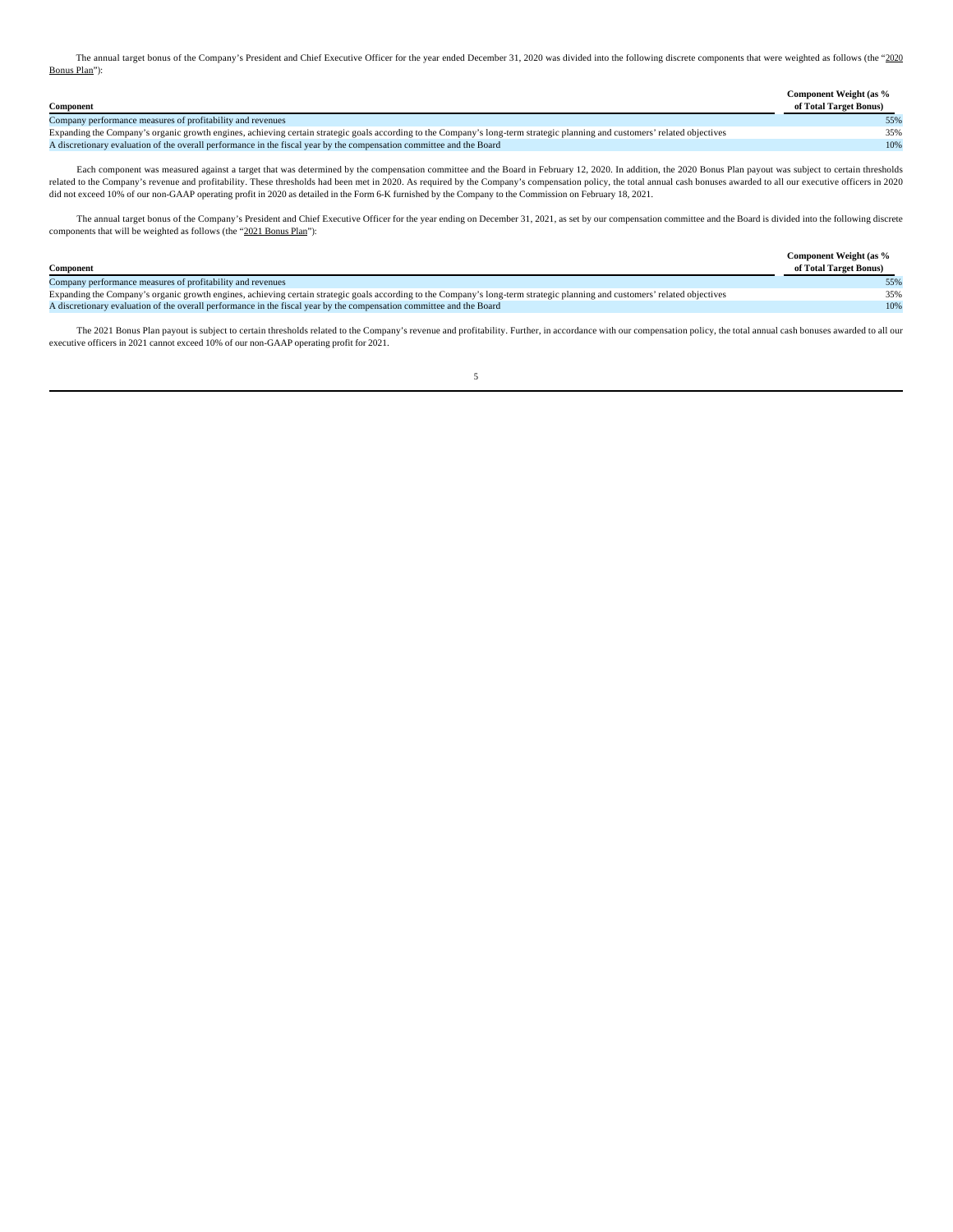The annual target bonus of the Company's President and Chief Executive Officer for the year ended December 31, 2020 was divided into the following discrete components that were weighted as follows (the "2020 Bonus Plan"):

| Component | Component Weight (as % of Total Target Bonus) |
| --- | --- |
| Company performance measures of profitability and revenues | 55% |
| Expanding the Company's organic growth engines, achieving certain strategic goals according to the Company's long-term strategic planning and customers' related objectives | 35% |
| A discretionary evaluation of the overall performance in the fiscal year by the compensation committee and the Board | 10% |

Each component was measured against a target that was determined by the compensation committee and the Board in February 12, 2020. In addition, the 2020 Bonus Plan payout was subject to certain thresholds related to the Company's revenue and profitability. These thresholds had been met in 2020. As required by the Company's compensation policy, the total annual cash bonuses awarded to all our executive officers in 2020 did not exceed 10% of our non-GAAP operating profit in 2020 as detailed in the Form 6-K furnished by the Company to the Commission on February 18, 2021.

The annual target bonus of the Company's President and Chief Executive Officer for the year ending on December 31, 2021, as set by our compensation committee and the Board is divided into the following discrete components that will be weighted as follows (the "2021 Bonus Plan"):

| Component | Component Weight (as % of Total Target Bonus) |
| --- | --- |
| Company performance measures of profitability and revenues | 55% |
| Expanding the Company's organic growth engines, achieving certain strategic goals according to the Company's long-term strategic planning and customers' related objectives | 35% |
| A discretionary evaluation of the overall performance in the fiscal year by the compensation committee and the Board | 10% |

The 2021 Bonus Plan payout is subject to certain thresholds related to the Company's revenue and profitability. Further, in accordance with our compensation policy, the total annual cash bonuses awarded to all our executive officers in 2021 cannot exceed 10% of our non-GAAP operating profit for 2021.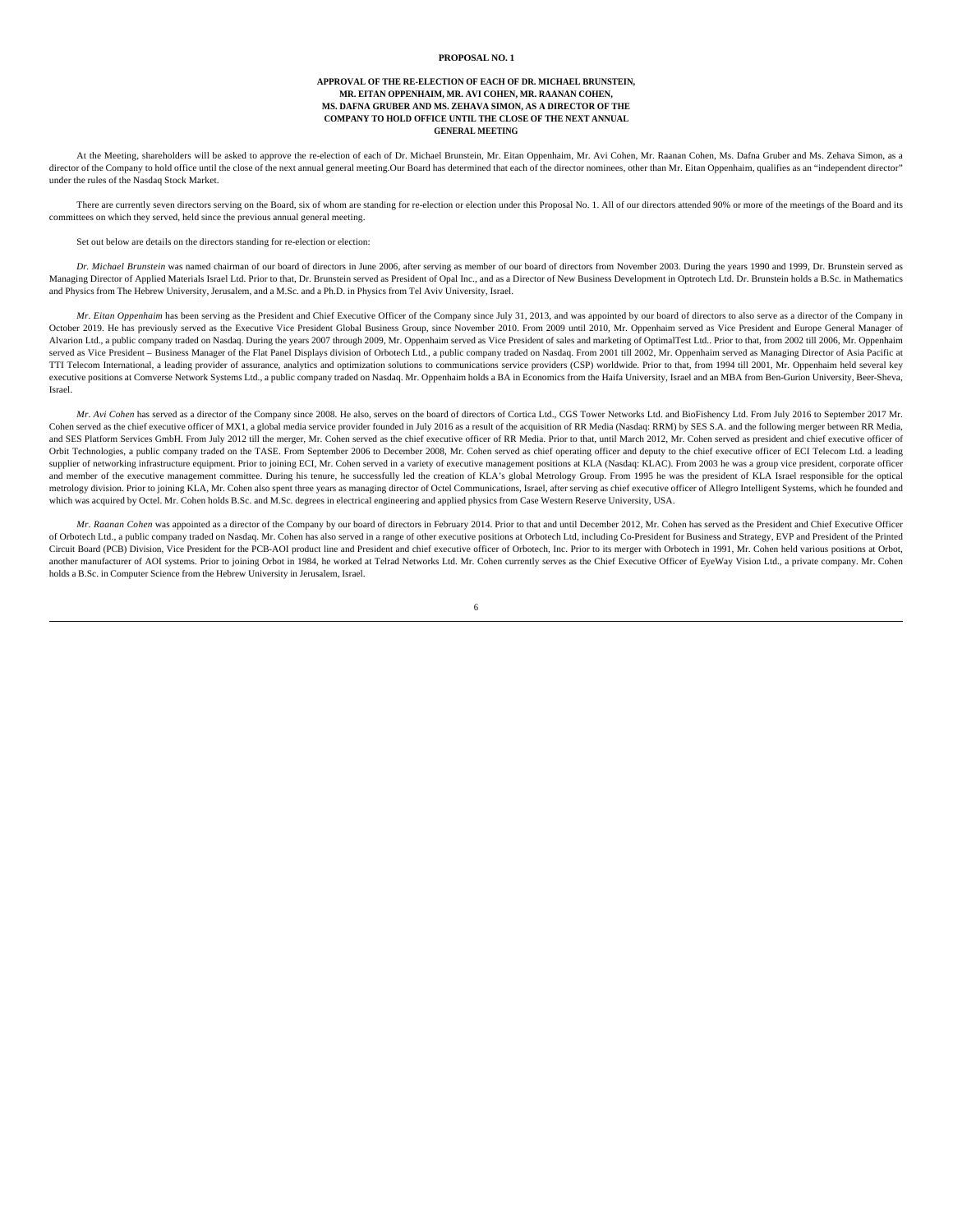**PROPOSAL NO. 1**

**APPROVAL OF THE RE-ELECTION OF EACH OF DR. MICHAEL BRUNSTEIN, MR. EITAN OPPENHAIM, MR. AVI COHEN, MR. RAANAN COHEN, MS. DAFNA GRUBER AND MS. ZEHAVA SIMON, AS A DIRECTOR OF THE COMPANY TO HOLD OFFICE UNTIL THE CLOSE OF THE NEXT ANNUAL GENERAL MEETING**

At the Meeting, shareholders will be asked to approve the re-election of each of Dr. Michael Brunstein, Mr. Eitan Oppenhaim, Mr. Avi Cohen, Mr. Raanan Cohen, Ms. Dafna Gruber and Ms. Zehava Simon, as a director of the Company to hold office until the close of the next annual general meeting.Our Board has determined that each of the director nominees, other than Mr. Eitan Oppenhaim, qualifies as an "independent director" under the rules of the Nasdaq Stock Market.

There are currently seven directors serving on the Board, six of whom are standing for re-election or election under this Proposal No. 1. All of our directors attended 90% or more of the meetings of the Board and its committees on which they served, held since the previous annual general meeting.

Set out below are details on the directors standing for re-election or election:

*Dr. Michael Brunstein* was named chairman of our board of directors in June 2006, after serving as member of our board of directors from November 2003. During the years 1990 and 1999, Dr. Brunstein served as Managing Director of Applied Materials Israel Ltd. Prior to that, Dr. Brunstein served as President of Opal Inc., and as a Director of New Business Development in Optrotech Ltd. Dr. Brunstein holds a B.Sc. in Mathematics and Physics from The Hebrew University, Jerusalem, and a M.Sc. and a Ph.D. in Physics from Tel Aviv University, Israel.

*Mr. Eitan Oppenhaim* has been serving as the President and Chief Executive Officer of the Company since July 31, 2013, and was appointed by our board of directors to also serve as a director of the Company in October 2019. He has previously served as the Executive Vice President Global Business Group, since November 2010. From 2009 until 2010, Mr. Oppenhaim served as Vice President and Europe General Manager of Alvarion Ltd., a public company traded on Nasdaq. During the years 2007 through 2009, Mr. Oppenhaim served as Vice President of sales and marketing of OptimalTest Ltd.. Prior to that, from 2002 till 2006, Mr. Oppenhaim served as Vice President – Business Manager of the Flat Panel Displays division of Orbotech Ltd., a public company traded on Nasdaq. From 2001 till 2002, Mr. Oppenhaim served as Managing Director of Asia Pacific at TTI Telecom International, a leading provider of assurance, analytics and optimization solutions to communications service providers (CSP) worldwide. Prior to that, from 1994 till 2001, Mr. Oppenhaim held several key executive positions at Comverse Network Systems Ltd., a public company traded on Nasdaq. Mr. Oppenhaim holds a BA in Economics from the Haifa University, Israel and an MBA from Ben-Gurion University, Beer-Sheva, Israel.

*Mr. Avi Cohen* has served as a director of the Company since 2008. He also, serves on the board of directors of Cortica Ltd., CGS Tower Networks Ltd. and BioFishency Ltd. From July 2016 to September 2017 Mr. Cohen served as the chief executive officer of MX1, a global media service provider founded in July 2016 as a result of the acquisition of RR Media (Nasdaq: RRM) by SES S.A. and the following merger between RR Media, and SES Platform Services GmbH. From July 2012 till the merger, Mr. Cohen served as the chief executive officer of RR Media. Prior to that, until March 2012, Mr. Cohen served as president and chief executive officer of Orbit Technologies, a public company traded on the TASE. From September 2006 to December 2008, Mr. Cohen served as chief operating officer and deputy to the chief executive officer of ECI Telecom Ltd. a leading supplier of networking infrastructure equipment. Prior to joining ECI, Mr. Cohen served in a variety of executive management positions at KLA (Nasdaq: KLAC). From 2003 he was a group vice president, corporate officer and member of the executive management committee. During his tenure, he successfully led the creation of KLA's global Metrology Group. From 1995 he was the president of KLA Israel responsible for the optical metrology division. Prior to joining KLA, Mr. Cohen also spent three years as managing director of Octel Communications, Israel, after serving as chief executive officer of Allegro Intelligent Systems, which he founded and which was acquired by Octel. Mr. Cohen holds B.Sc. and M.Sc. degrees in electrical engineering and applied physics from Case Western Reserve University, USA.

*Mr. Raanan Cohen* was appointed as a director of the Company by our board of directors in February 2014. Prior to that and until December 2012, Mr. Cohen has served as the President and Chief Executive Officer of Orbotech Ltd., a public company traded on Nasdaq. Mr. Cohen has also served in a range of other executive positions at Orbotech Ltd, including Co-President for Business and Strategy, EVP and President of the Printed Circuit Board (PCB) Division, Vice President for the PCB-AOI product line and President and chief executive officer of Orbotech, Inc. Prior to its merger with Orbotech in 1991, Mr. Cohen held various positions at Orbot, another manufacturer of AOI systems. Prior to joining Orbot in 1984, he worked at Telrad Networks Ltd. Mr. Cohen currently serves as the Chief Executive Officer of EyeWay Vision Ltd., a private company. Mr. Cohen holds a B.Sc. in Computer Science from the Hebrew University in Jerusalem, Israel.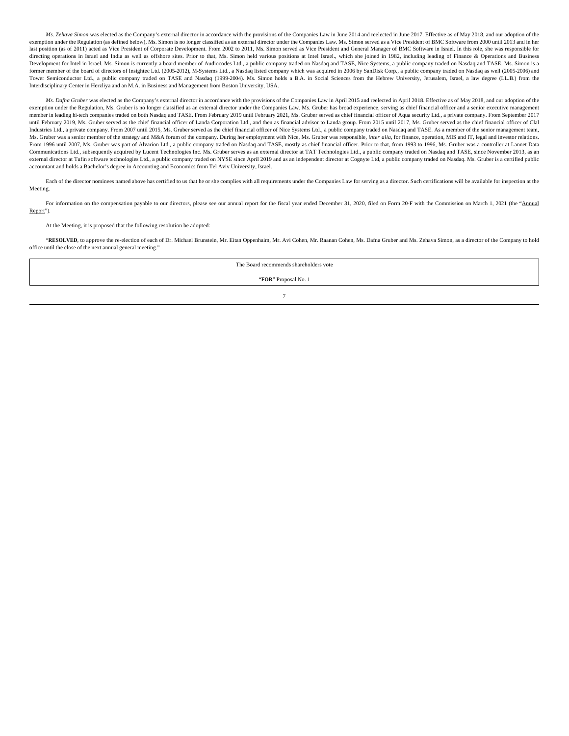*Ms. Zehava Simon* was elected as the Company's external director in accordance with the provisions of the Companies Law in June 2014 and reelected in June 2017. Effective as of May 2018, and our adoption of the exemption under the Regulation (as defined below), Ms. Simon is no longer classified as an external director under the Companies Law. Ms. Simon served as a Vice President of BMC Software from 2000 until 2013 and in her last position (as of 2011) acted as Vice President of Corporate Development. From 2002 to 2011, Ms. Simon served as Vice President and General Manager of BMC Software in Israel. In this role, she was responsible for directing operations in Israel and India as well as offshore sites. Prior to that, Ms. Simon held various positions at Intel Israel., which she joined in 1982, including leading of Finance & Operations and Business Development for Intel in Israel. Ms. Simon is currently a board member of Audiocodes Ltd., a public company traded on Nasdaq and TASE, Nice Systems, a public company traded on Nasdaq and TASE. Ms. Simon is a former member of the board of directors of Insightec Ltd. (2005-2012), M-Systems Ltd., a Nasdaq listed company which was acquired in 2006 by SanDisk Corp., a public company traded on Nasdaq as well (2005-2006) and Tower Semiconductor Ltd., a public company traded on TASE and Nasdaq (1999-2004). Ms. Simon holds a B.A. in Social Sciences from the Hebrew University, Jerusalem, Israel, a law degree (LL.B.) from the Interdisciplinary Center in Herzliya and an M.A. in Business and Management from Boston University, USA.

*Ms. Dafna Gruber* was elected as the Company's external director in accordance with the provisions of the Companies Law in April 2015 and reelected in April 2018. Effective as of May 2018, and our adoption of the exemption under the Regulation, Ms. Gruber is no longer classified as an external director under the Companies Law. Ms. Gruber has broad experience, serving as chief financial officer and a senior executive management member in leading hi-tech companies traded on both Nasdaq and TASE. From February 2019 until February 2021, Ms. Gruber served as chief financial officer of Aqua security Ltd., a private company. From September 2017 until February 2019, Ms. Gruber served as the chief financial officer of Landa Corporation Ltd., and then as financial advisor to Landa group. From 2015 until 2017, Ms. Gruber served as the chief financial officer of Clal Industries Ltd., a private company. From 2007 until 2015, Ms. Gruber served as the chief financial officer of Nice Systems Ltd., a public company traded on Nasdaq and TASE. As a member of the senior management team, Ms. Gruber was a senior member of the strategy and M&A forum of the company. During her employment with Nice, Ms. Gruber was responsible, *inter alia*, for finance, operation, MIS and IT, legal and investor relations. From 1996 until 2007, Ms. Gruber was part of Alvarion Ltd., a public company traded on Nasdaq and TASE, mostly as chief financial officer. Prior to that, from 1993 to 1996, Ms. Gruber was a controller at Lannet Data Communications Ltd., subsequently acquired by Lucent Technologies Inc. Ms. Gruber serves as an external director at TAT Technologies Ltd., a public company traded on Nasdaq and TASE, since November 2013, as an external director at Tufin software technologies Ltd., a public company traded on NYSE since April 2019 and as an independent director at Cognyte Ltd, a public company traded on Nasdaq. Ms. Gruber is a certified public accountant and holds a Bachelor's degree in Accounting and Economics from Tel Aviv University, Israel.

Each of the director nominees named above has certified to us that he or she complies with all requirements under the Companies Law for serving as a director. Such certifications will be available for inspection at the Meeting.

For information on the compensation payable to our directors, please see our annual report for the fiscal year ended December 31, 2020, filed on Form 20-F with the Commission on March 1, 2021 (the "Annual Report").

At the Meeting, it is proposed that the following resolution be adopted:

"**RESOLVED**, to approve the re-election of each of Dr. Michael Brunstein, Mr. Eitan Oppenhaim, Mr. Avi Cohen, Mr. Raanan Cohen, Ms. Dafna Gruber and Ms. Zehava Simon, as a director of the Company to hold office until the close of the next annual general meeting."

| The Board recommends shareholders vote |
|---|
| "**FOR**" Proposal No. 1 |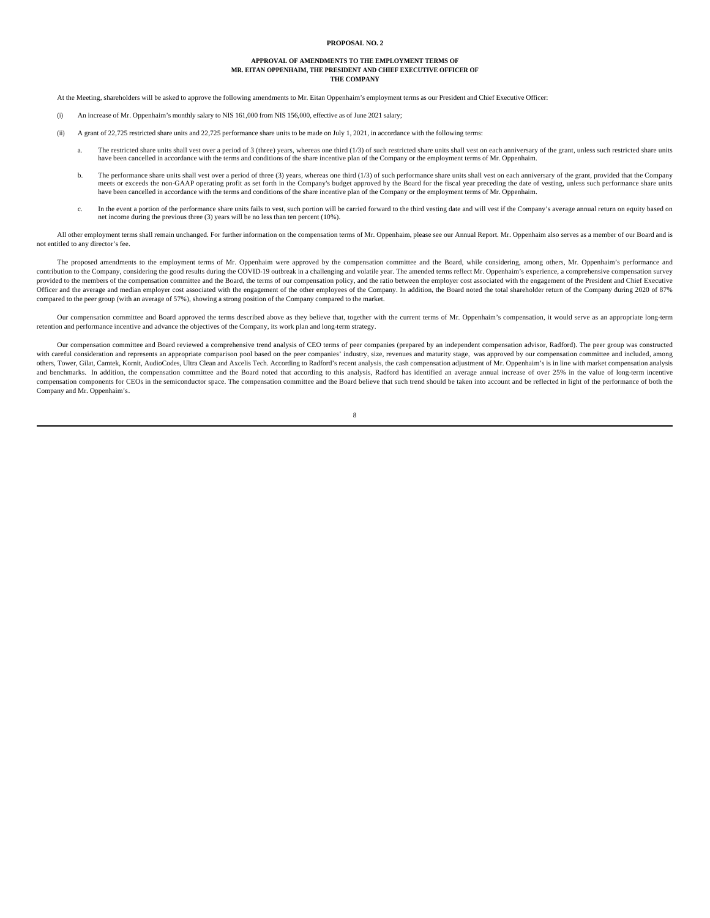**PROPOSAL NO. 2**

**APPROVAL OF AMENDMENTS TO THE EMPLOYMENT TERMS OF MR. EITAN OPPENHAIM, THE PRESIDENT AND CHIEF EXECUTIVE OFFICER OF THE COMPANY**

At the Meeting, shareholders will be asked to approve the following amendments to Mr. Eitan Oppenhaim's employment terms as our President and Chief Executive Officer:

(i) An increase of Mr. Oppenhaim's monthly salary to NIS 161,000 from NIS 156,000, effective as of June 2021 salary;

(ii) A grant of 22,725 restricted share units and 22,725 performance share units to be made on July 1, 2021, in accordance with the following terms:

a. The restricted share units shall vest over a period of 3 (three) years, whereas one third (1/3) of such restricted share units shall vest on each anniversary of the grant, unless such restricted share units have been cancelled in accordance with the terms and conditions of the share incentive plan of the Company or the employment terms of Mr. Oppenhaim.

b. The performance share units shall vest over a period of three (3) years, whereas one third (1/3) of such performance share units shall vest on each anniversary of the grant, provided that the Company meets or exceeds the non-GAAP operating profit as set forth in the Company's budget approved by the Board for the fiscal year preceding the date of vesting, unless such performance share units have been cancelled in accordance with the terms and conditions of the share incentive plan of the Company or the employment terms of Mr. Oppenhaim.

c. In the event a portion of the performance share units fails to vest, such portion will be carried forward to the third vesting date and will vest if the Company's average annual return on equity based on net income during the previous three (3) years will be no less than ten percent (10%).

All other employment terms shall remain unchanged. For further information on the compensation terms of Mr. Oppenhaim, please see our Annual Report. Mr. Oppenhaim also serves as a member of our Board and is not entitled to any director's fee.

The proposed amendments to the employment terms of Mr. Oppenhaim were approved by the compensation committee and the Board, while considering, among others, Mr. Oppenhaim's performance and contribution to the Company, considering the good results during the COVID-19 outbreak in a challenging and volatile year. The amended terms reflect Mr. Oppenhaim's experience, a comprehensive compensation survey provided to the members of the compensation committee and the Board, the terms of our compensation policy, and the ratio between the employer cost associated with the engagement of the President and Chief Executive Officer and the average and median employer cost associated with the engagement of the other employees of the Company. In addition, the Board noted the total shareholder return of the Company during 2020 of 87% compared to the peer group (with an average of 57%), showing a strong position of the Company compared to the market.

Our compensation committee and Board approved the terms described above as they believe that, together with the current terms of Mr. Oppenhaim's compensation, it would serve as an appropriate long-term retention and performance incentive and advance the objectives of the Company, its work plan and long-term strategy.

Our compensation committee and Board reviewed a comprehensive trend analysis of CEO terms of peer companies (prepared by an independent compensation advisor, Radford). The peer group was constructed with careful consideration and represents an appropriate comparison pool based on the peer companies' industry, size, revenues and maturity stage, was approved by our compensation committee and included, among others, Tower, Gilat, Camtek, Kornit, AudioCodes, Ultra Clean and Axcelis Tech. According to Radford's recent analysis, the cash compensation adjustment of Mr. Oppenhaim's is in line with market compensation analysis and benchmarks. In addition, the compensation committee and the Board noted that according to this analysis, Radford has identified an average annual increase of over 25% in the value of long-term incentive compensation components for CEOs in the semiconductor space. The compensation committee and the Board believe that such trend should be taken into account and be reflected in light of the performance of both the Company and Mr. Oppenhaim's.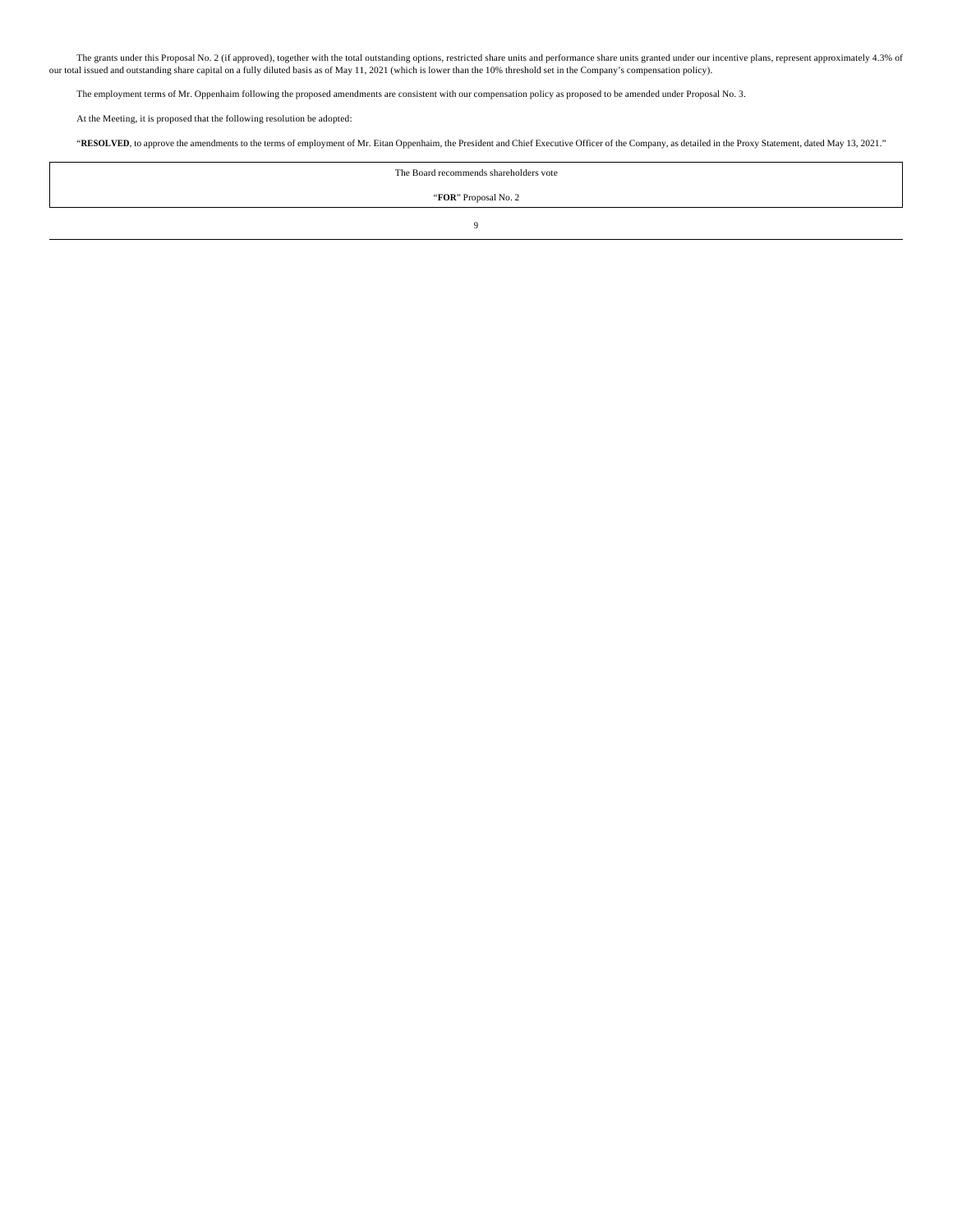The grants under this Proposal No. 2 (if approved), together with the total outstanding options, restricted share units and performance share units granted under our incentive plans, represent approximately 4.3% of our total issued and outstanding share capital on a fully diluted basis as of May 11, 2021 (which is lower than the 10% threshold set in the Company's compensation policy).

The employment terms of Mr. Oppenhaim following the proposed amendments are consistent with our compensation policy as proposed to be amended under Proposal No. 3.

At the Meeting, it is proposed that the following resolution be adopted:

"**RESOLVED**, to approve the amendments to the terms of employment of Mr. Eitan Oppenhaim, the President and Chief Executive Officer of the Company, as detailed in the Proxy Statement, dated May 13, 2021."

| The Board recommends shareholders vote |
| --- |
| "**FOR**" Proposal No. 2 |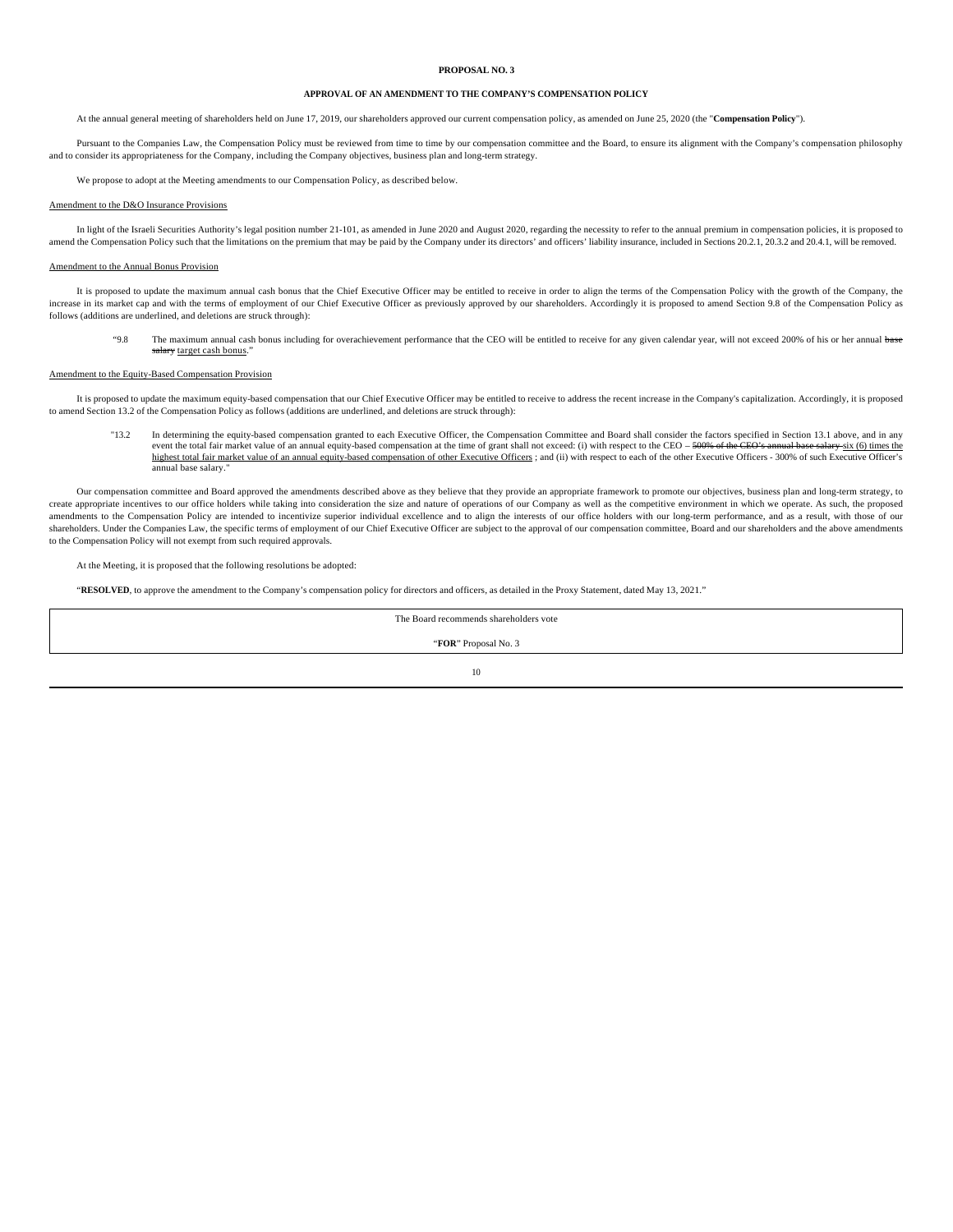## PROPOSAL NO. 3

### APPROVAL OF AN AMENDMENT TO THE COMPANY'S COMPENSATION POLICY

At the annual general meeting of shareholders held on June 17, 2019, our shareholders approved our current compensation policy, as amended on June 25, 2020 (the "**Compensation Policy**").

Pursuant to the Companies Law, the Compensation Policy must be reviewed from time to time by our compensation committee and the Board, to ensure its alignment with the Company's compensation philosophy and to consider its appropriateness for the Company, including the Company objectives, business plan and long-term strategy.

We propose to adopt at the Meeting amendments to our Compensation Policy, as described below.

Amendment to the D&O Insurance Provisions

In light of the Israeli Securities Authority's legal position number 21-101, as amended in June 2020 and August 2020, regarding the necessity to refer to the annual premium in compensation policies, it is proposed to amend the Compensation Policy such that the limitations on the premium that may be paid by the Company under its directors' and officers' liability insurance, included in Sections 20.2.1, 20.3.2 and 20.4.1, will be removed.

Amendment to the Annual Bonus Provision

It is proposed to update the maximum annual cash bonus that the Chief Executive Officer may be entitled to receive in order to align the terms of the Compensation Policy with the growth of the Company, the increase in its market cap and with the terms of employment of our Chief Executive Officer as previously approved by our shareholders. Accordingly it is proposed to amend Section 9.8 of the Compensation Policy as follows (additions are underlined, and deletions are struck through):

> "9.8 The maximum annual cash bonus including for overachievement performance that the CEO will be entitled to receive for any given calendar year, will not exceed 200% of his or her annual ~~base salary~~ target cash bonus."

Amendment to the Equity-Based Compensation Provision

It is proposed to update the maximum equity-based compensation that our Chief Executive Officer may be entitled to receive to address the recent increase in the Company's capitalization. Accordingly, it is proposed to amend Section 13.2 of the Compensation Policy as follows (additions are underlined, and deletions are struck through):

> "13.2 In determining the equity-based compensation granted to each Executive Officer, the Compensation Committee and Board shall consider the factors specified in Section 13.1 above, and in any event the total fair market value of an annual equity-based compensation at the time of grant shall not exceed: (i) with respect to the CEO – ~~500% of the CEO's annual base salary~~ six (6) times the highest total fair market value of an annual equity-based compensation of other Executive Officers ; and (ii) with respect to each of the other Executive Officers - 300% of such Executive Officer's annual base salary."

Our compensation committee and Board approved the amendments described above as they believe that they provide an appropriate framework to promote our objectives, business plan and long-term strategy, to create appropriate incentives to our office holders while taking into consideration the size and nature of operations of our Company as well as the competitive environment in which we operate. As such, the proposed amendments to the Compensation Policy are intended to incentivize superior individual excellence and to align the interests of our office holders with our long-term performance, and as a result, with those of our shareholders. Under the Companies Law, the specific terms of employment of our Chief Executive Officer are subject to the approval of our compensation committee, Board and our shareholders and the above amendments to the Compensation Policy will not exempt from such required approvals.

At the Meeting, it is proposed that the following resolutions be adopted:

"**RESOLVED**, to approve the amendment to the Company's compensation policy for directors and officers, as detailed in the Proxy Statement, dated May 13, 2021."

| The Board recommends shareholders vote<br><br>"**FOR**" Proposal No. 3 |
|---|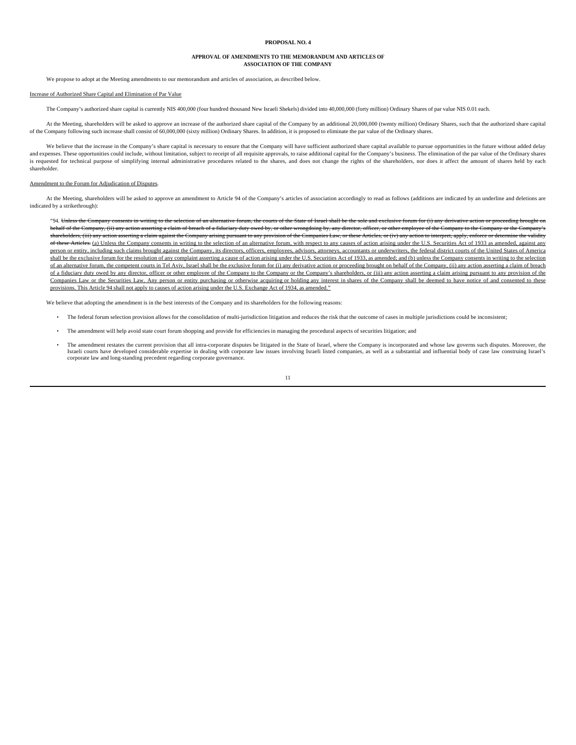**PROPOSAL NO. 4**

**APPROVAL OF AMENDMENTS TO THE MEMORANDUM AND ARTICLES OF ASSOCIATION OF THE COMPANY**

We propose to adopt at the Meeting amendments to our memorandum and articles of association, as described below.

<u>Increase of Authorized Share Capital and Elimination of Par Value</u>

The Company's authorized share capital is currently NIS 400,000 (four hundred thousand New Israeli Shekels) divided into 40,000,000 (forty million) Ordinary Shares of par value NIS 0.01 each.

At the Meeting, shareholders will be asked to approve an increase of the authorized share capital of the Company by an additional 20,000,000 (twenty million) Ordinary Shares, such that the authorized share capital of the Company following such increase shall consist of 60,000,000 (sixty million) Ordinary Shares. In addition, it is proposed to eliminate the par value of the Ordinary shares.

We believe that the increase in the Company's share capital is necessary to ensure that the Company will have sufficient authorized share capital available to pursue opportunities in the future without added delay and expenses. These opportunities could include, without limitation, subject to receipt of all requisite approvals, to raise additional capital for the Company's business. The elimination of the par value of the Ordinary shares is requested for technical purpose of simplifying internal administrative procedures related to the shares, and does not change the rights of the shareholders, nor does it affect the amount of shares held by each shareholder.

<u>Amendment to the Forum for Adjudication of Disputes</u>.

At the Meeting, shareholders will be asked to approve an amendment to Article 94 of the Company's articles of association accordingly to read as follows (additions are indicated by an underline and deletions are indicated by a strikethrough):

"94. ~~Unless the Company consents in writing to the selection of an alternative forum, the courts of the State of Israel shall be the sole and exclusive forum for (i) any derivative action or proceeding brought on behalf of the Company, (ii) any action asserting a claim of breach of a fiduciary duty owed by, or other wrongdoing by, any director, officer, or other employee of the Company to the Company or the Company's shareholders, (iii) any action asserting a claim against the Company arising pursuant to any provision of the Companies Law, or these Articles, or (iv) any action to interpret, apply, enforce or determine the validity of these Articles.~~ <u>(a) Unless the Company consents in writing to the selection of an alternative forum, with respect to any causes of action arising under the U.S. Securities Act of 1933 as amended, against any person or entity, including such claims brought against the Company, its directors, officers, employees, advisors, attorneys, accountants or underwriters, the federal district courts of the United States of America shall be the exclusive forum for the resolution of any complaint asserting a cause of action arising under the U.S. Securities Act of 1933, as amended; and (b) unless the Company consents in writing to the selection of an alternative forum, the competent courts in Tel Aviv, Israel shall be the exclusive forum for (i) any derivative action or proceeding brought on behalf of the Company, (ii) any action asserting a claim of breach of a fiduciary duty owed by any director, officer or other employee of the Company to the Company or the Company's shareholders, or (iii) any action asserting a claim arising pursuant to any provision of the Companies Law or the Securities Law. Any person or entity purchasing or otherwise acquiring or holding any interest in shares of the Company shall be deemed to have notice of and consented to these provisions. This Article 94 shall not apply to causes of action arising under the U.S. Exchange Act of 1934, as amended."</u>

We believe that adopting the amendment is in the best interests of the Company and its shareholders for the following reasons:

- The federal forum selection provision allows for the consolidation of multi-jurisdiction litigation and reduces the risk that the outcome of cases in multiple jurisdictions could be inconsistent;
- The amendment will help avoid state court forum shopping and provide for efficiencies in managing the procedural aspects of securities litigation; and
- The amendment restates the current provision that all intra-corporate disputes be litigated in the State of Israel, where the Company is incorporated and whose law governs such disputes. Moreover, the Israeli courts have developed considerable expertise in dealing with corporate law issues involving Israeli listed companies, as well as a substantial and influential body of case law construing Israel's corporate law and long-standing precedent regarding corporate governance.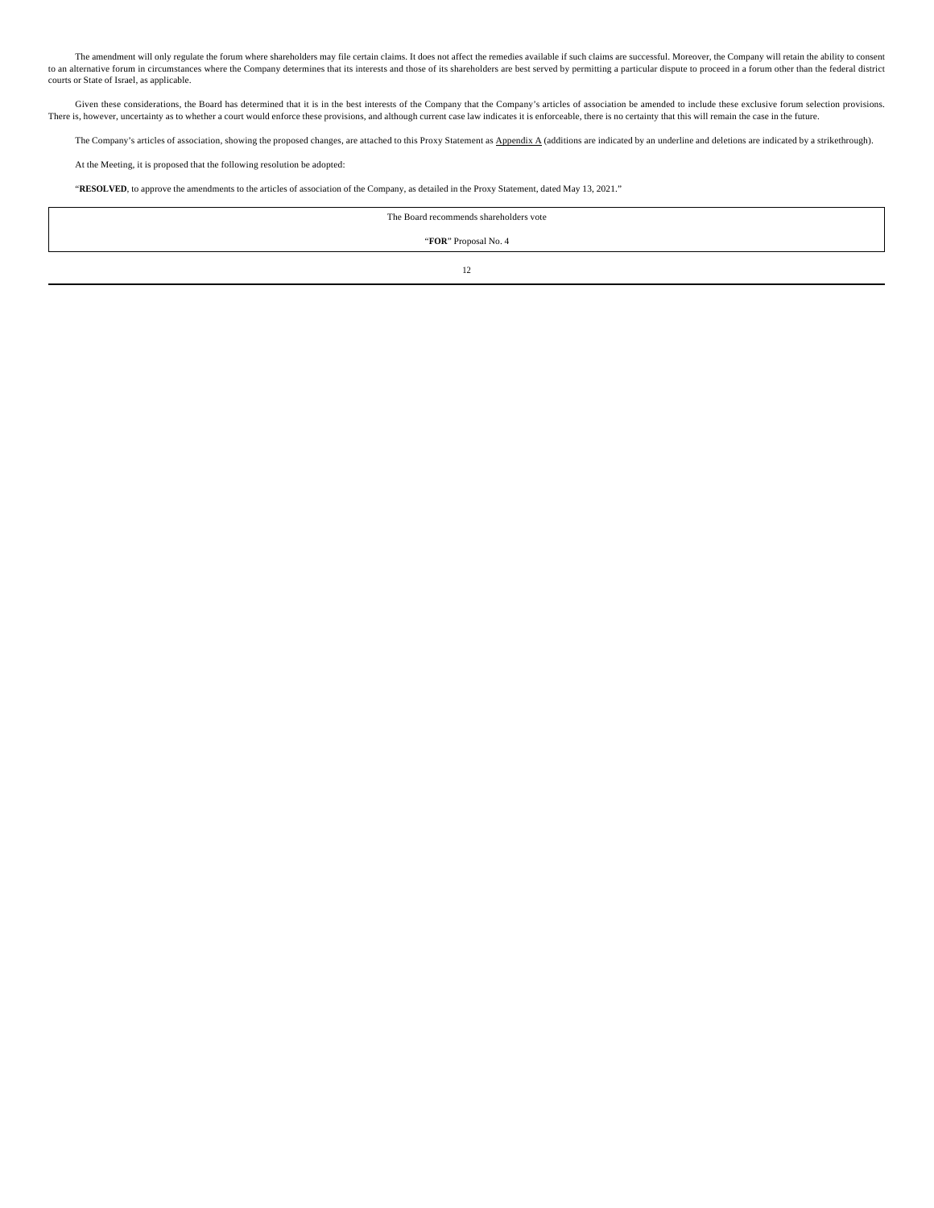The amendment will only regulate the forum where shareholders may file certain claims. It does not affect the remedies available if such claims are successful. Moreover, the Company will retain the ability to consent to an alternative forum in circumstances where the Company determines that its interests and those of its shareholders are best served by permitting a particular dispute to proceed in a forum other than the federal district courts or State of Israel, as applicable.

Given these considerations, the Board has determined that it is in the best interests of the Company that the Company's articles of association be amended to include these exclusive forum selection provisions. There is, however, uncertainty as to whether a court would enforce these provisions, and although current case law indicates it is enforceable, there is no certainty that this will remain the case in the future.

The Company's articles of association, showing the proposed changes, are attached to this Proxy Statement as Appendix A (additions are indicated by an underline and deletions are indicated by a strikethrough).

At the Meeting, it is proposed that the following resolution be adopted:

"**RESOLVED**, to approve the amendments to the articles of association of the Company, as detailed in the Proxy Statement, dated May 13, 2021."

| The Board recommends shareholders vote<br>"**FOR**" Proposal No. 4 |
|---|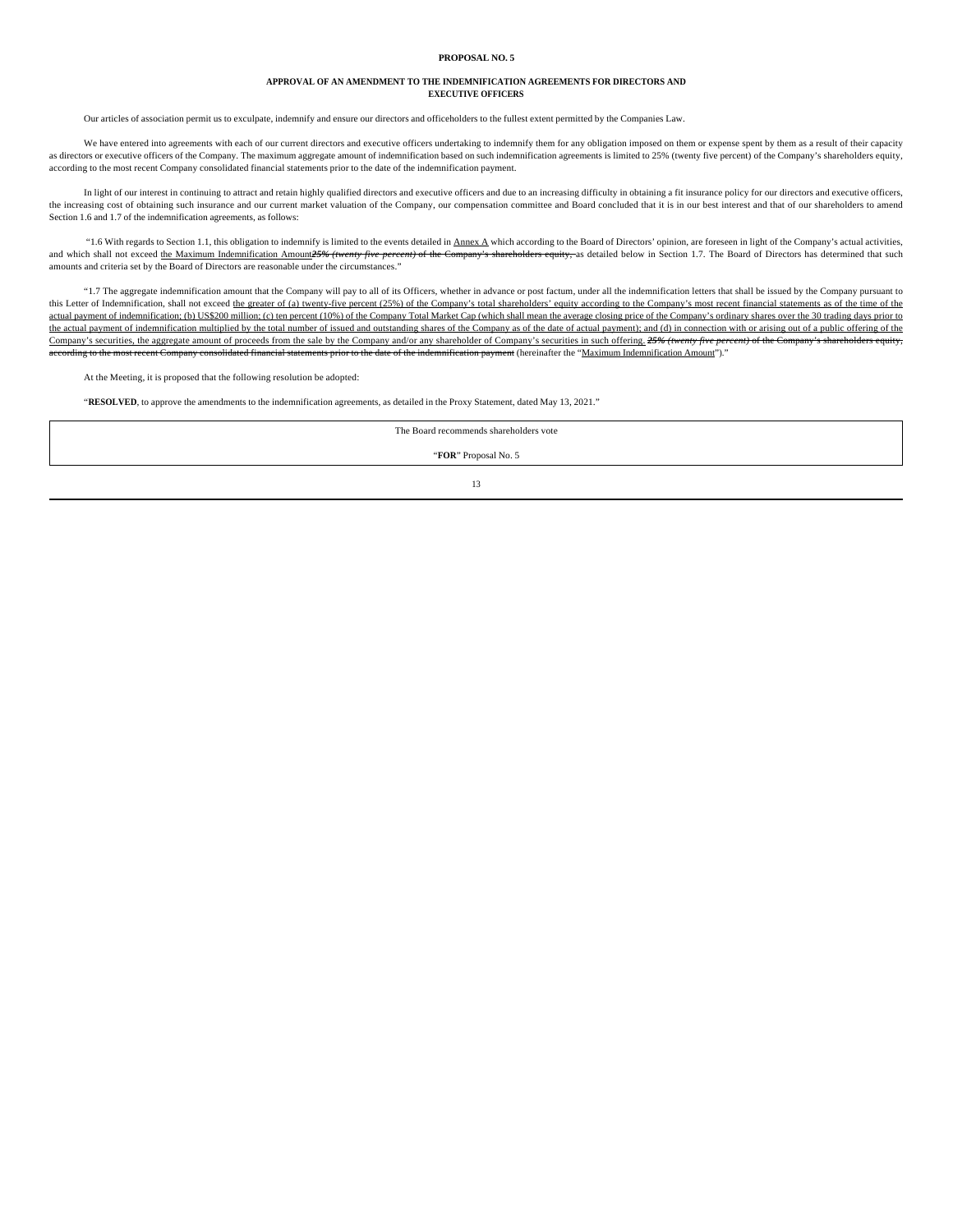**PROPOSAL NO. 5**

**APPROVAL OF AN AMENDMENT TO THE INDEMNIFICATION AGREEMENTS FOR DIRECTORS AND EXECUTIVE OFFICERS**

Our articles of association permit us to exculpate, indemnify and ensure our directors and officeholders to the fullest extent permitted by the Companies Law.

We have entered into agreements with each of our current directors and executive officers undertaking to indemnify them for any obligation imposed on them or expense spent by them as a result of their capacity as directors or executive officers of the Company. The maximum aggregate amount of indemnification based on such indemnification agreements is limited to 25% (twenty five percent) of the Company's shareholders equity, according to the most recent Company consolidated financial statements prior to the date of the indemnification payment.

In light of our interest in continuing to attract and retain highly qualified directors and executive officers and due to an increasing difficulty in obtaining a fit insurance policy for our directors and executive officers, the increasing cost of obtaining such insurance and our current market valuation of the Company, our compensation committee and Board concluded that it is in our best interest and that of our shareholders to amend Section 1.6 and 1.7 of the indemnification agreements, as follows:

"1.6 With regards to Section 1.1, this obligation to indemnify is limited to the events detailed in Annex A which according to the Board of Directors' opinion, are foreseen in light of the Company's actual activities, and which shall not exceed the Maximum Indemnification Amount~~*25% (twenty five percent)* of the Company's shareholders equity,~~ as detailed below in Section 1.7. The Board of Directors has determined that such amounts and criteria set by the Board of Directors are reasonable under the circumstances."

"1.7 The aggregate indemnification amount that the Company will pay to all of its Officers, whether in advance or post factum, under all the indemnification letters that shall be issued by the Company pursuant to this Letter of Indemnification, shall not exceed the greater of (a) twenty-five percent (25%) of the Company's total shareholders' equity according to the Company's most recent financial statements as of the time of the actual payment of indemnification; (b) US$200 million; (c) ten percent (10%) of the Company Total Market Cap (which shall mean the average closing price of the Company's ordinary shares over the 30 trading days prior to the actual payment of indemnification multiplied by the total number of issued and outstanding shares of the Company as of the date of actual payment); and (d) in connection with or arising out of a public offering of the Company's securities, the aggregate amount of proceeds from the sale by the Company and/or any shareholder of Company's securities in such offering. ~~*25% (twenty five percent)* of the Company's shareholders equity, according to the most recent Company consolidated financial statements prior to the date of the indemnification payment~~ (hereinafter the "Maximum Indemnification Amount")."

At the Meeting, it is proposed that the following resolution be adopted:

"**RESOLVED**, to approve the amendments to the indemnification agreements, as detailed in the Proxy Statement, dated May 13, 2021."

| The Board recommends shareholders vote |
| --- |
| "**FOR**" Proposal No. 5 |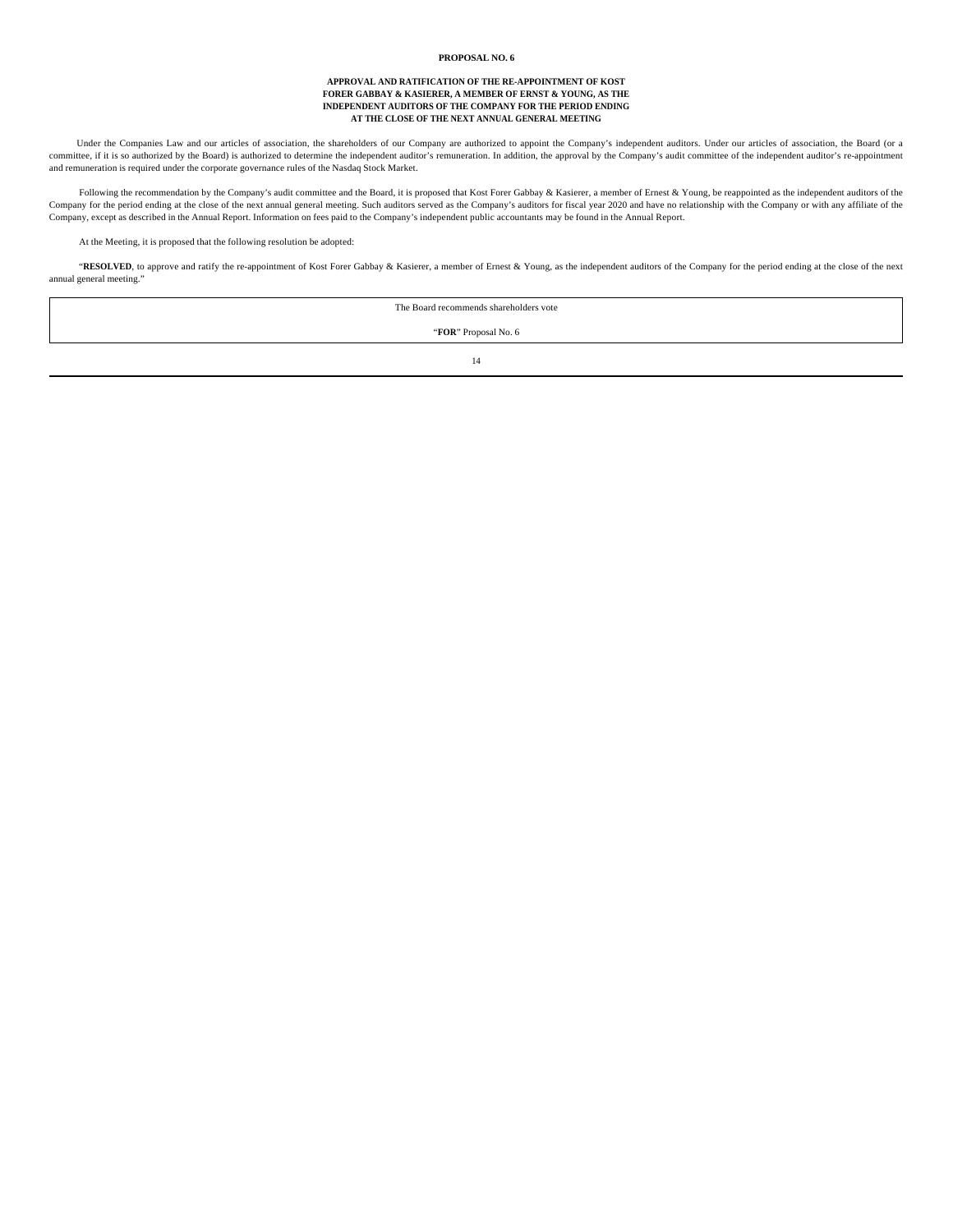## PROPOSAL NO. 6

### APPROVAL AND RATIFICATION OF THE RE-APPOINTMENT OF KOST FORER GABBAY & KASIERER, A MEMBER OF ERNST & YOUNG, AS THE INDEPENDENT AUDITORS OF THE COMPANY FOR THE PERIOD ENDING AT THE CLOSE OF THE NEXT ANNUAL GENERAL MEETING

Under the Companies Law and our articles of association, the shareholders of our Company are authorized to appoint the Company's independent auditors. Under our articles of association, the Board (or a committee, if it is so authorized by the Board) is authorized to determine the independent auditor's remuneration. In addition, the approval by the Company's audit committee of the independent auditor's re-appointment and remuneration is required under the corporate governance rules of the Nasdaq Stock Market.

Following the recommendation by the Company's audit committee and the Board, it is proposed that Kost Forer Gabbay & Kasierer, a member of Ernest & Young, be reappointed as the independent auditors of the Company for the period ending at the close of the next annual general meeting. Such auditors served as the Company's auditors for fiscal year 2020 and have no relationship with the Company or with any affiliate of the Company, except as described in the Annual Report. Information on fees paid to the Company's independent public accountants may be found in the Annual Report.

At the Meeting, it is proposed that the following resolution be adopted:

"**RESOLVED**, to approve and ratify the re-appointment of Kost Forer Gabbay & Kasierer, a member of Ernest & Young, as the independent auditors of the Company for the period ending at the close of the next annual general meeting."

| The Board recommends shareholders vote |
|---|
| "**FOR**" Proposal No. 6 |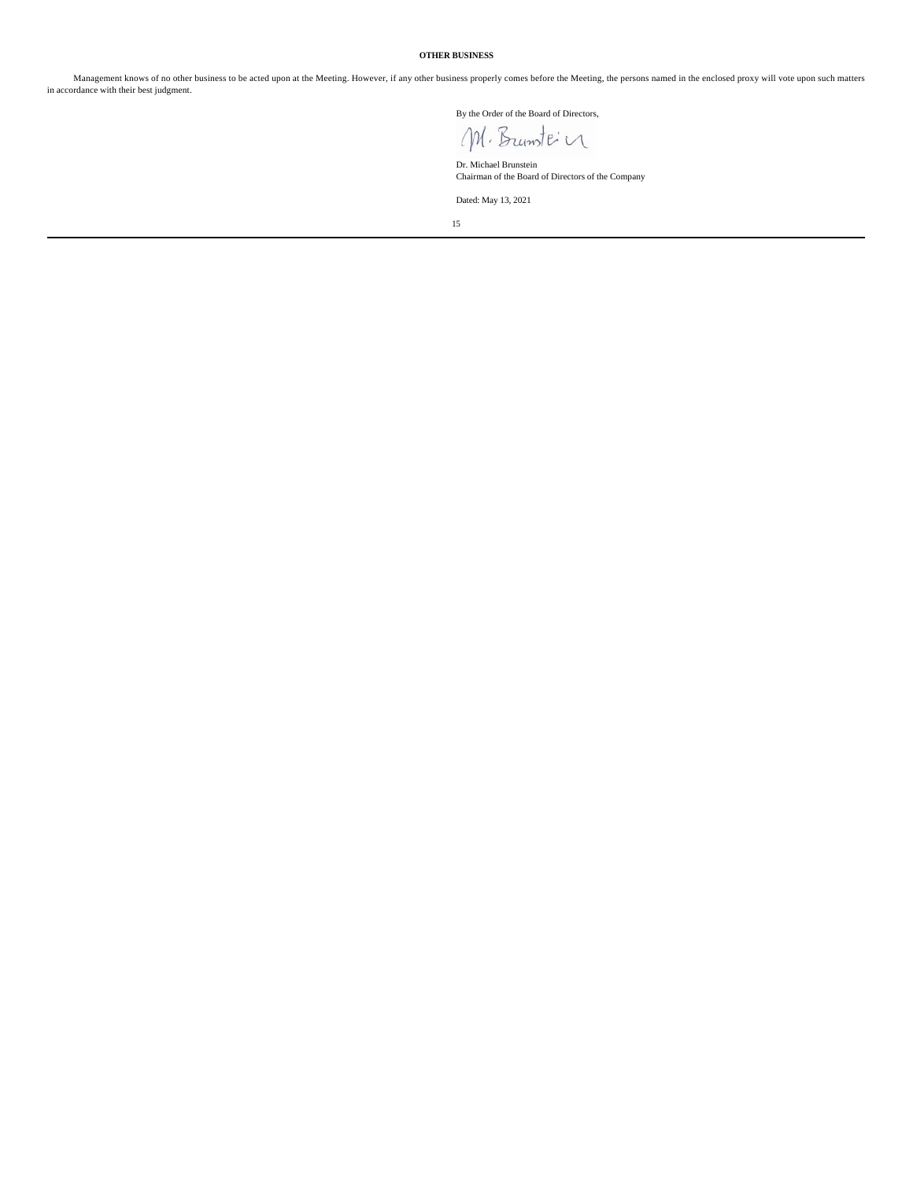**OTHER BUSINESS**

Management knows of no other business to be acted upon at the Meeting. However, if any other business properly comes before the Meeting, the persons named in the enclosed proxy will vote upon such matters in accordance with their best judgment.

By the Order of the Board of Directors,

M. Brunstein

Dr. Michael Brunstein
Chairman of the Board of Directors of the Company

Dated: May 13, 2021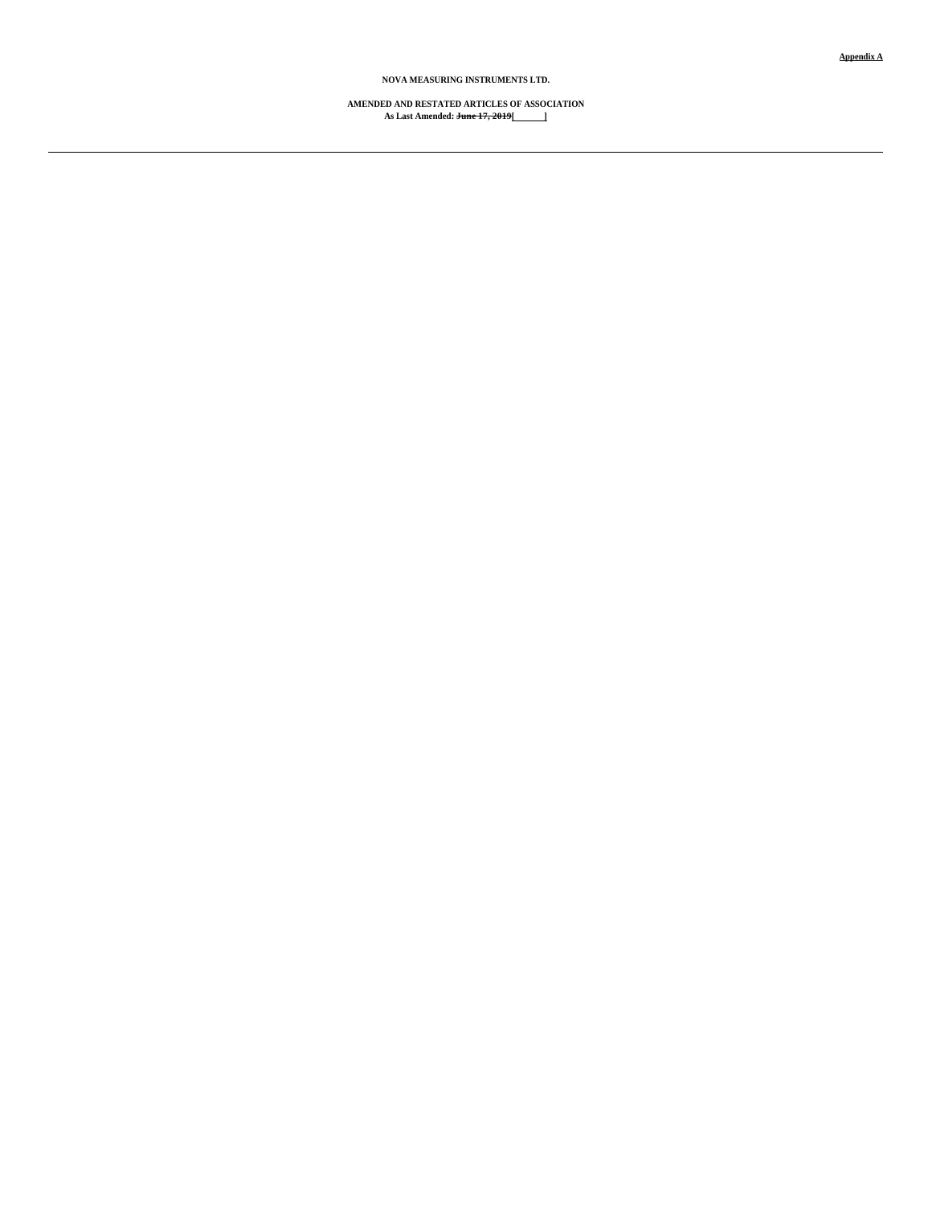**Appendix A**

**NOVA MEASURING INSTRUMENTS LTD.**

**AMENDED AND RESTATED ARTICLES OF ASSOCIATION**
**As Last Amended: ~~June 17, 2019~~[______]**

---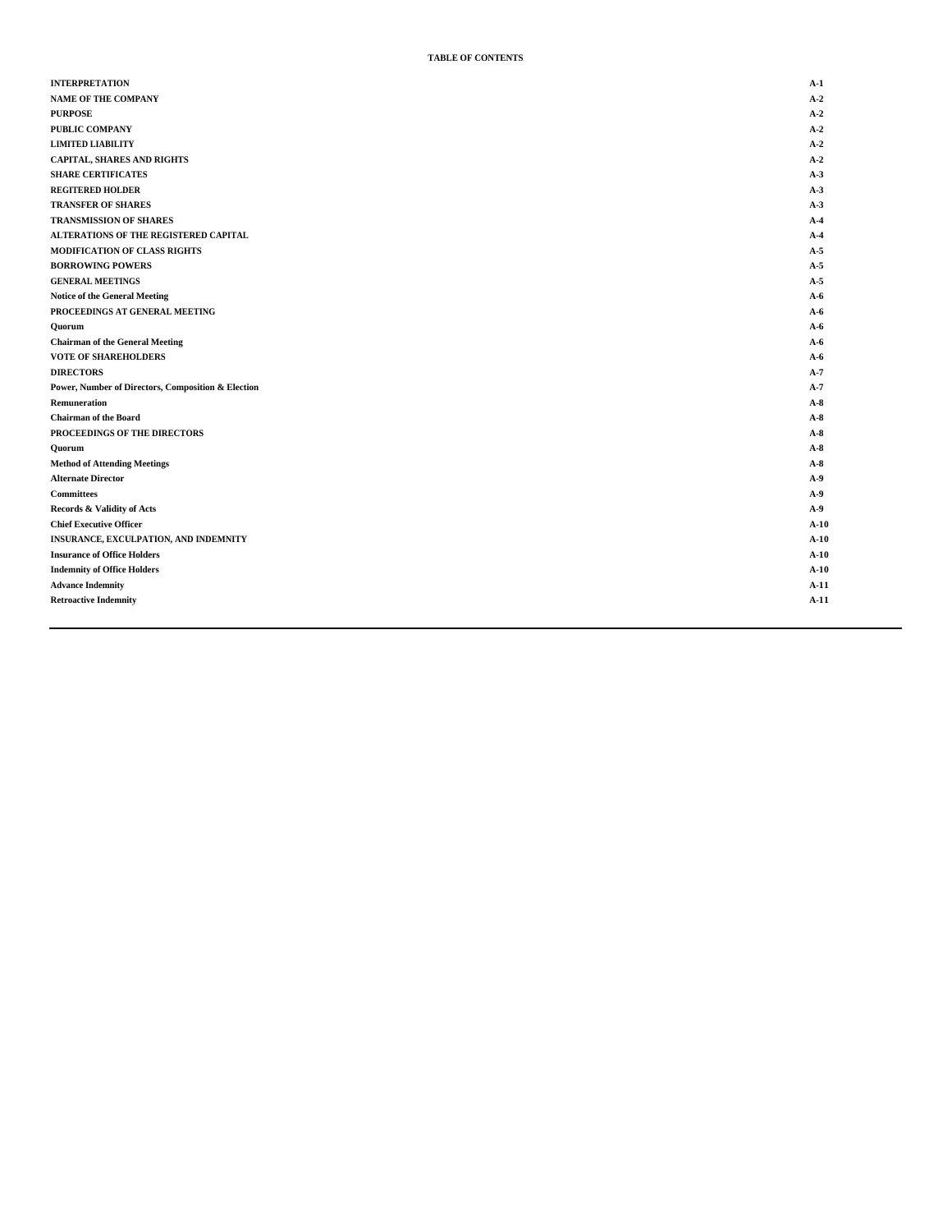**TABLE OF CONTENTS**

| | |
|---|---|
| **INTERPRETATION** | **A-1** |
| **NAME OF THE COMPANY** | **A-2** |
| **PURPOSE** | **A-2** |
| **PUBLIC COMPANY** | **A-2** |
| **LIMITED LIABILITY** | **A-2** |
| **CAPITAL, SHARES AND RIGHTS** | **A-2** |
| **SHARE CERTIFICATES** | **A-3** |
| **REGITERED HOLDER** | **A-3** |
| **TRANSFER OF SHARES** | **A-3** |
| **TRANSMISSION OF SHARES** | **A-4** |
| **ALTERATIONS OF THE REGISTERED CAPITAL** | **A-4** |
| **MODIFICATION OF CLASS RIGHTS** | **A-5** |
| **BORROWING POWERS** | **A-5** |
| **GENERAL MEETINGS** | **A-5** |
| **Notice of the General Meeting** | **A-6** |
| **PROCEEDINGS AT GENERAL MEETING** | **A-6** |
| **Quorum** | **A-6** |
| **Chairman of the General Meeting** | **A-6** |
| **VOTE OF SHAREHOLDERS** | **A-6** |
| **DIRECTORS** | **A-7** |
| **Power, Number of Directors, Composition & Election** | **A-7** |
| **Remuneration** | **A-8** |
| **Chairman of the Board** | **A-8** |
| **PROCEEDINGS OF THE DIRECTORS** | **A-8** |
| **Quorum** | **A-8** |
| **Method of Attending Meetings** | **A-8** |
| **Alternate Director** | **A-9** |
| **Committees** | **A-9** |
| **Records & Validity of Acts** | **A-9** |
| **Chief Executive Officer** | **A-10** |
| **INSURANCE, EXCULPATION, AND INDEMNITY** | **A-10** |
| **Insurance of Office Holders** | **A-10** |
| **Indemnity of Office Holders** | **A-10** |
| **Advance Indemnity** | **A-11** |
| **Retroactive Indemnity** | **A-11** |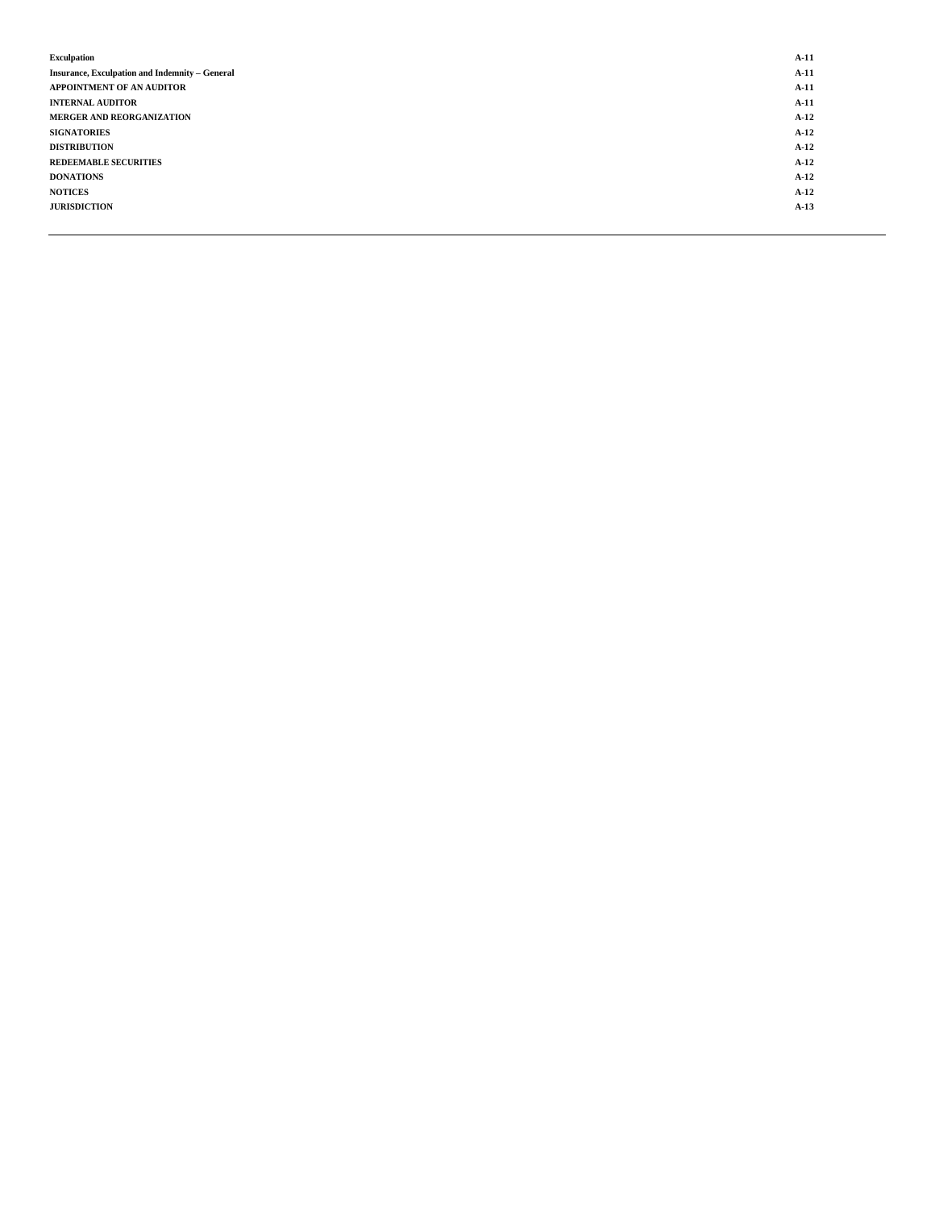| | |
|---|---|
| **Exculpation** | **A-11** |
| **Insurance, Exculpation and Indemnity – General** | **A-11** |
| **APPOINTMENT OF AN AUDITOR** | **A-11** |
| **INTERNAL AUDITOR** | **A-11** |
| **MERGER AND REORGANIZATION** | **A-12** |
| **SIGNATORIES** | **A-12** |
| **DISTRIBUTION** | **A-12** |
| **REDEEMABLE SECURITIES** | **A-12** |
| **DONATIONS** | **A-12** |
| **NOTICES** | **A-12** |
| **JURISDICTION** | **A-13** |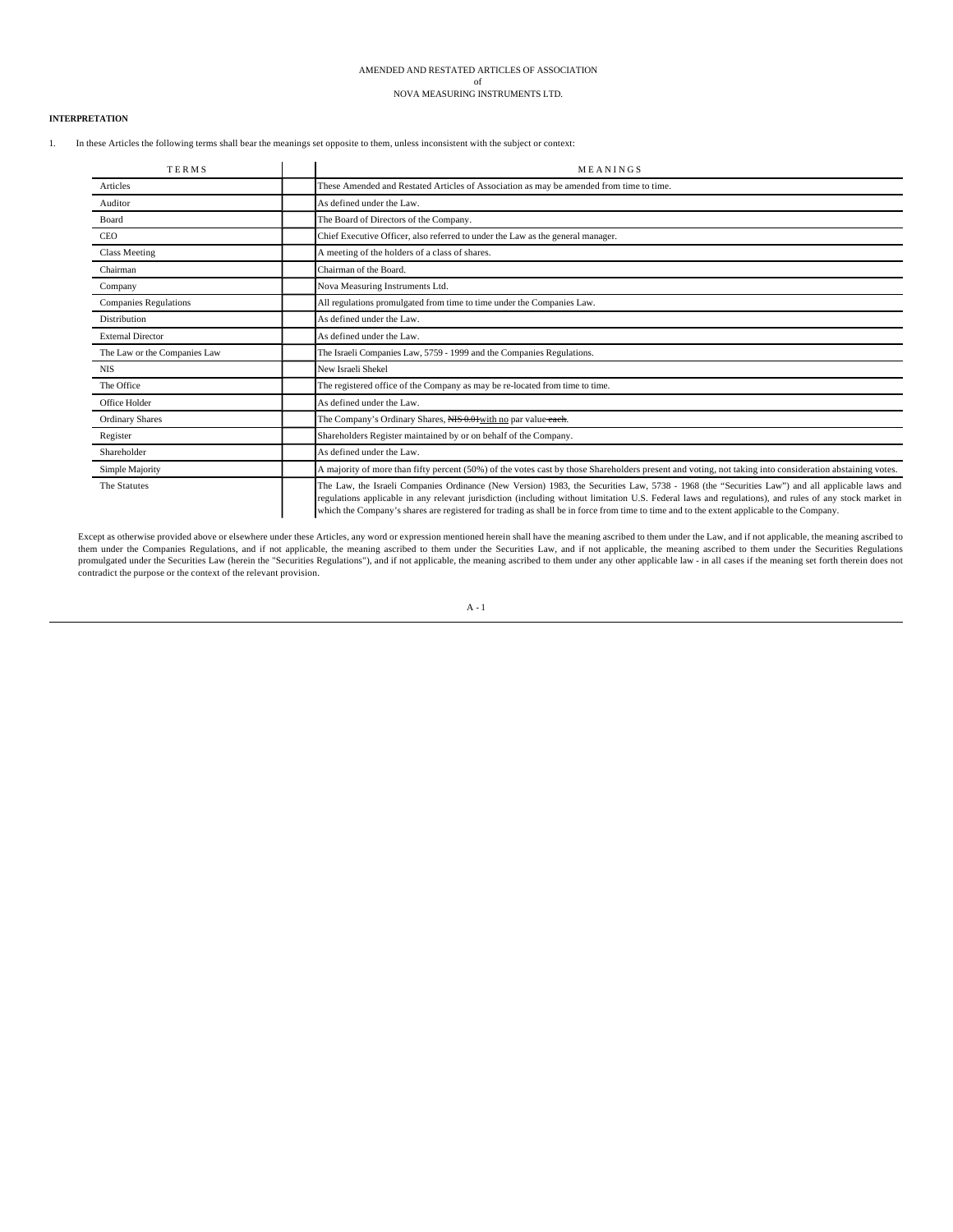AMENDED AND RESTATED ARTICLES OF ASSOCIATION
of
NOVA MEASURING INSTRUMENTS LTD.

**INTERPRETATION**

1. In these Articles the following terms shall bear the meanings set opposite to them, unless inconsistent with the subject or context:

| TERMS | MEANINGS |
|---|---|
| Articles | These Amended and Restated Articles of Association as may be amended from time to time. |
| Auditor | As defined under the Law. |
| Board | The Board of Directors of the Company. |
| CEO | Chief Executive Officer, also referred to under the Law as the general manager. |
| Class Meeting | A meeting of the holders of a class of shares. |
| Chairman | Chairman of the Board. |
| Company | Nova Measuring Instruments Ltd. |
| Companies Regulations | All regulations promulgated from time to time under the Companies Law. |
| Distribution | As defined under the Law. |
| External Director | As defined under the Law. |
| The Law or the Companies Law | The Israeli Companies Law, 5759 - 1999 and the Companies Regulations. |
| NIS | New Israeli Shekel |
| The Office | The registered office of the Company as may be re-located from time to time. |
| Office Holder | As defined under the Law. |
| Ordinary Shares | The Company's Ordinary Shares, ~~NIS 0.01~~with no par value ~~each~~. |
| Register | Shareholders Register maintained by or on behalf of the Company. |
| Shareholder | As defined under the Law. |
| Simple Majority | A majority of more than fifty percent (50%) of the votes cast by those Shareholders present and voting, not taking into consideration abstaining votes. |
| The Statutes | The Law, the Israeli Companies Ordinance (New Version) 1983, the Securities Law, 5738 - 1968 (the "Securities Law") and all applicable laws and regulations applicable in any relevant jurisdiction (including without limitation U.S. Federal laws and regulations), and rules of any stock market in which the Company's shares are registered for trading as shall be in force from time to time and to the extent applicable to the Company. |

Except as otherwise provided above or elsewhere under these Articles, any word or expression mentioned herein shall have the meaning ascribed to them under the Law, and if not applicable, the meaning ascribed to them under the Companies Regulations, and if not applicable, the meaning ascribed to them under the Securities Law, and if not applicable, the meaning ascribed to them under the Securities Regulations promulgated under the Securities Law (herein the "Securities Regulations"), and if not applicable, the meaning ascribed to them under any other applicable law - in all cases if the meaning set forth therein does not contradict the purpose or the context of the relevant provision.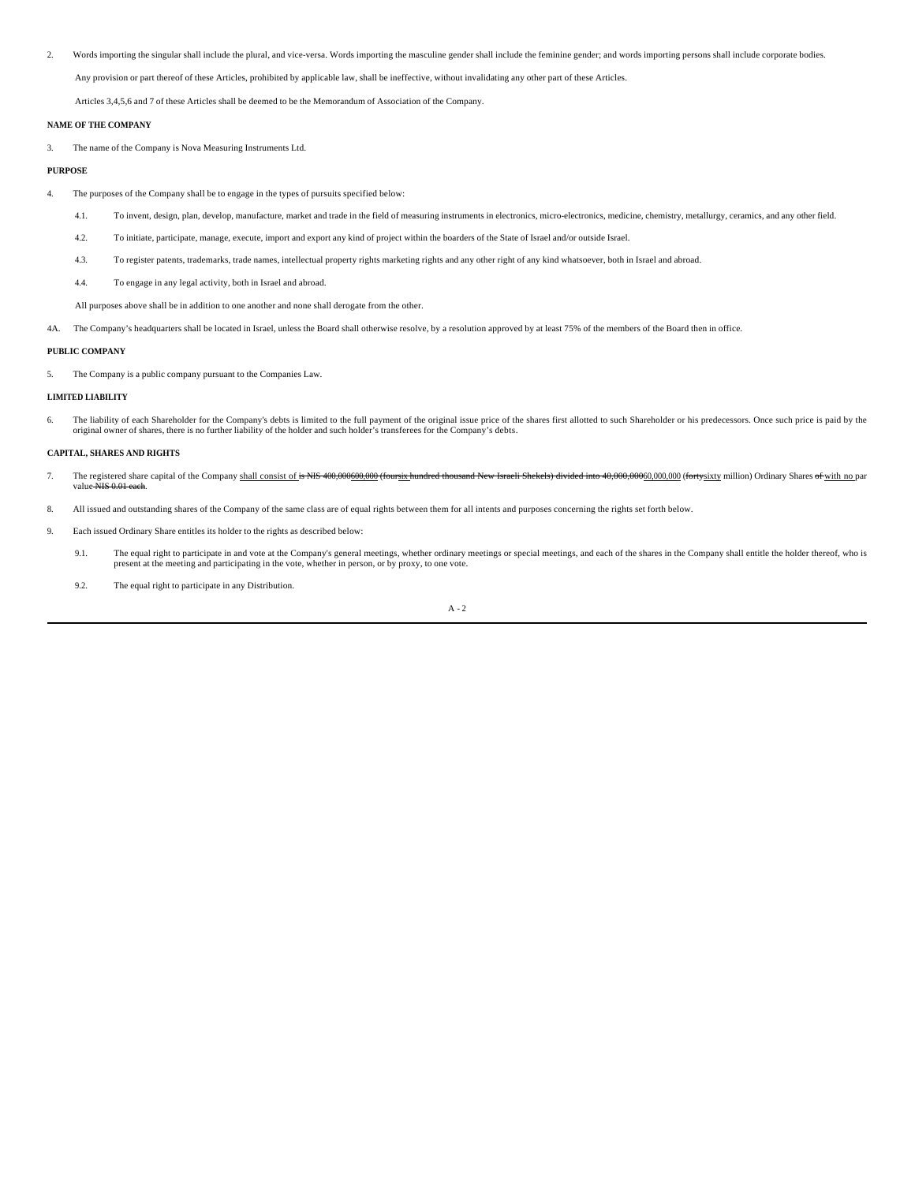2. Words importing the singular shall include the plural, and vice-versa. Words importing the masculine gender shall include the feminine gender; and words importing persons shall include corporate bodies.

Any provision or part thereof of these Articles, prohibited by applicable law, shall be ineffective, without invalidating any other part of these Articles.

Articles 3,4,5,6 and 7 of these Articles shall be deemed to be the Memorandum of Association of the Company.

**NAME OF THE COMPANY**

3. The name of the Company is Nova Measuring Instruments Ltd.

**PURPOSE**

4. The purposes of the Company shall be to engage in the types of pursuits specified below:

   4.1. To invent, design, plan, develop, manufacture, market and trade in the field of measuring instruments in electronics, micro-electronics, medicine, chemistry, metallurgy, ceramics, and any other field.

   4.2. To initiate, participate, manage, execute, import and export any kind of project within the boarders of the State of Israel and/or outside Israel.

   4.3. To register patents, trademarks, trade names, intellectual property rights marketing rights and any other right of any kind whatsoever, both in Israel and abroad.

   4.4. To engage in any legal activity, both in Israel and abroad.

   All purposes above shall be in addition to one another and none shall derogate from the other.

4A. The Company's headquarters shall be located in Israel, unless the Board shall otherwise resolve, by a resolution approved by at least 75% of the members of the Board then in office.

**PUBLIC COMPANY**

5. The Company is a public company pursuant to the Companies Law.

**LIMITED LIABILITY**

6. The liability of each Shareholder for the Company's debts is limited to the full payment of the original issue price of the shares first allotted to such Shareholder or his predecessors. Once such price is paid by the original owner of shares, there is no further liability of the holder and such holder's transferees for the Company's debts.

**CAPITAL, SHARES AND RIGHTS**

7. The registered share capital of the Company <u>shall consist of</u> ~~is NIS 400,000~~<u>600,000</u> ~~(four~~<u>six</u> ~~hundred thousand New Israeli Shekels) divided into 40,000,000~~<u>60,000,000</u> (~~forty~~<u>sixty</u> million) Ordinary Shares ~~of~~ <u>with no</u> par value ~~NIS 0.01 each~~.

8. All issued and outstanding shares of the Company of the same class are of equal rights between them for all intents and purposes concerning the rights set forth below.

9. Each issued Ordinary Share entitles its holder to the rights as described below:

   9.1. The equal right to participate in and vote at the Company's general meetings, whether ordinary meetings or special meetings, and each of the shares in the Company shall entitle the holder thereof, who is present at the meeting and participating in the vote, whether in person, or by proxy, to one vote.

   9.2. The equal right to participate in any Distribution.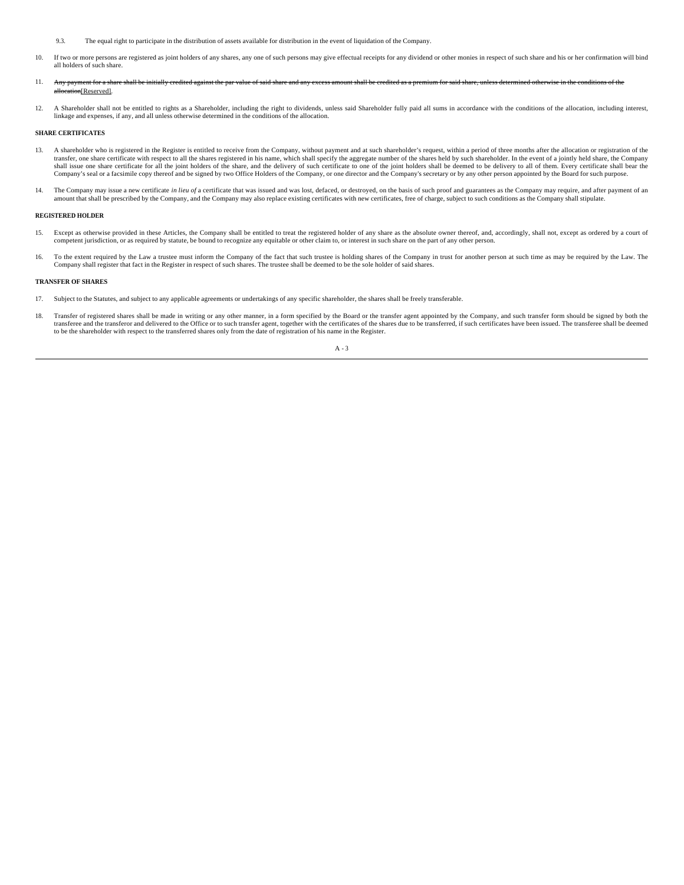9.3. The equal right to participate in the distribution of assets available for distribution in the event of liquidation of the Company.

10. If two or more persons are registered as joint holders of any shares, any one of such persons may give effectual receipts for any dividend or other monies in respect of such share and his or her confirmation will bind all holders of such share.

11. ~~Any payment for a share shall be initially credited against the par value of said share and any excess amount shall be credited as a premium for said share, unless determined otherwise in the conditions of the allocation~~[Reserved].

12. A Shareholder shall not be entitled to rights as a Shareholder, including the right to dividends, unless said Shareholder fully paid all sums in accordance with the conditions of the allocation, including interest, linkage and expenses, if any, and all unless otherwise determined in the conditions of the allocation.

**SHARE CERTIFICATES**

13. A shareholder who is registered in the Register is entitled to receive from the Company, without payment and at such shareholder's request, within a period of three months after the allocation or registration of the transfer, one share certificate with respect to all the shares registered in his name, which shall specify the aggregate number of the shares held by such shareholder. In the event of a jointly held share, the Company shall issue one share certificate for all the joint holders of the share, and the delivery of such certificate to one of the joint holders shall be deemed to be delivery to all of them. Every certificate shall bear the Company's seal or a facsimile copy thereof and be signed by two Office Holders of the Company, or one director and the Company's secretary or by any other person appointed by the Board for such purpose.

14. The Company may issue a new certificate *in lieu of* a certificate that was issued and was lost, defaced, or destroyed, on the basis of such proof and guarantees as the Company may require, and after payment of an amount that shall be prescribed by the Company, and the Company may also replace existing certificates with new certificates, free of charge, subject to such conditions as the Company shall stipulate.

**REGISTERED HOLDER**

15. Except as otherwise provided in these Articles, the Company shall be entitled to treat the registered holder of any share as the absolute owner thereof, and, accordingly, shall not, except as ordered by a court of competent jurisdiction, or as required by statute, be bound to recognize any equitable or other claim to, or interest in such share on the part of any other person.

16. To the extent required by the Law a trustee must inform the Company of the fact that such trustee is holding shares of the Company in trust for another person at such time as may be required by the Law. The Company shall register that fact in the Register in respect of such shares. The trustee shall be deemed to be the sole holder of said shares.

**TRANSFER OF SHARES**

17. Subject to the Statutes, and subject to any applicable agreements or undertakings of any specific shareholder, the shares shall be freely transferable.

18. Transfer of registered shares shall be made in writing or any other manner, in a form specified by the Board or the transfer agent appointed by the Company, and such transfer form should be signed by both the transferee and the transferor and delivered to the Office or to such transfer agent, together with the certificates of the shares due to be transferred, if such certificates have been issued. The transferee shall be deemed to be the shareholder with respect to the transferred shares only from the date of registration of his name in the Register.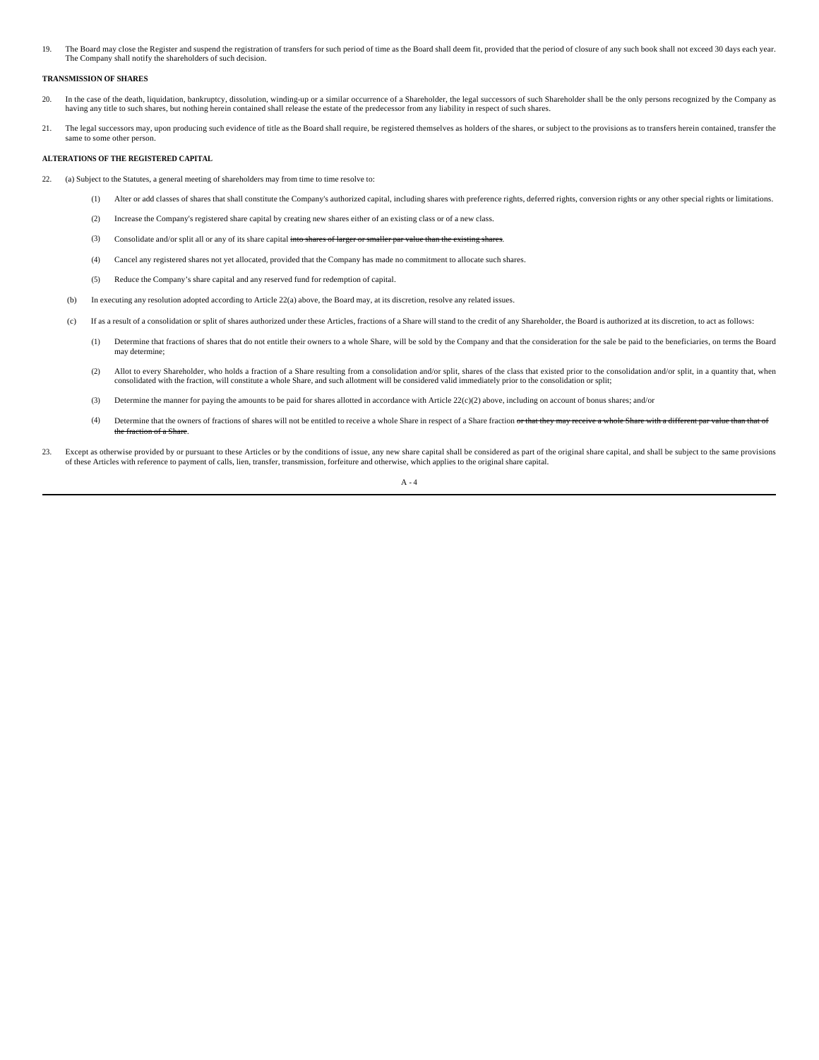19. The Board may close the Register and suspend the registration of transfers for such period of time as the Board shall deem fit, provided that the period of closure of any such book shall not exceed 30 days each year. The Company shall notify the shareholders of such decision.

**TRANSMISSION OF SHARES**

20. In the case of the death, liquidation, bankruptcy, dissolution, winding-up or a similar occurrence of a Shareholder, the legal successors of such Shareholder shall be the only persons recognized by the Company as having any title to such shares, but nothing herein contained shall release the estate of the predecessor from any liability in respect of such shares.

21. The legal successors may, upon producing such evidence of title as the Board shall require, be registered themselves as holders of the shares, or subject to the provisions as to transfers herein contained, transfer the same to some other person.

**ALTERATIONS OF THE REGISTERED CAPITAL**

22. (a) Subject to the Statutes, a general meeting of shareholders may from time to time resolve to:

    (1) Alter or add classes of shares that shall constitute the Company's authorized capital, including shares with preference rights, deferred rights, conversion rights or any other special rights or limitations.

    (2) Increase the Company's registered share capital by creating new shares either of an existing class or of a new class.

    (3) Consolidate and/or split all or any of its share capital ~~into shares of larger or smaller par value than the existing shares~~.

    (4) Cancel any registered shares not yet allocated, provided that the Company has made no commitment to allocate such shares.

    (5) Reduce the Company's share capital and any reserved fund for redemption of capital.

(b) In executing any resolution adopted according to Article 22(a) above, the Board may, at its discretion, resolve any related issues.

(c) If as a result of a consolidation or split of shares authorized under these Articles, fractions of a Share will stand to the credit of any Shareholder, the Board is authorized at its discretion, to act as follows:

    (1) Determine that fractions of shares that do not entitle their owners to a whole Share, will be sold by the Company and that the consideration for the sale be paid to the beneficiaries, on terms the Board may determine;

    (2) Allot to every Shareholder, who holds a fraction of a Share resulting from a consolidation and/or split, shares of the class that existed prior to the consolidation and/or split, in a quantity that, when consolidated with the fraction, will constitute a whole Share, and such allotment will be considered valid immediately prior to the consolidation or split;

    (3) Determine the manner for paying the amounts to be paid for shares allotted in accordance with Article 22(c)(2) above, including on account of bonus shares; and/or

    (4) Determine that the owners of fractions of shares will not be entitled to receive a whole Share in respect of a Share fraction ~~or that they may receive a whole Share with a different par value than that of the fraction of a Share~~.

23. Except as otherwise provided by or pursuant to these Articles or by the conditions of issue, any new share capital shall be considered as part of the original share capital, and shall be subject to the same provisions of these Articles with reference to payment of calls, lien, transfer, transmission, forfeiture and otherwise, which applies to the original share capital.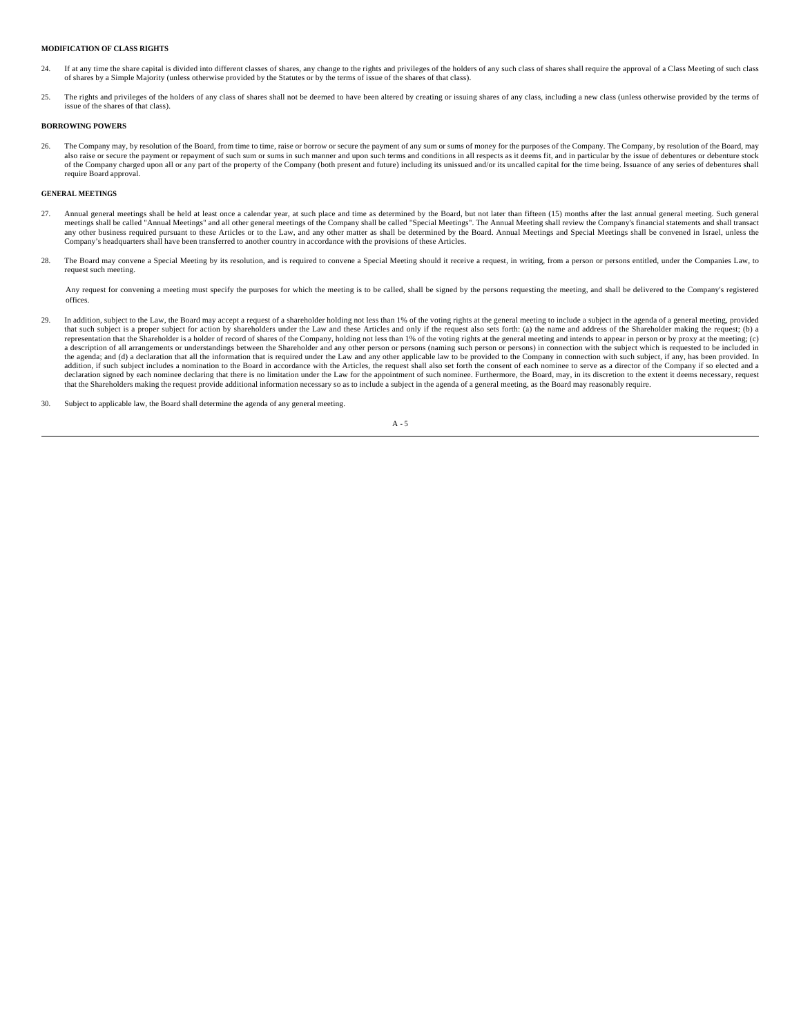**MODIFICATION OF CLASS RIGHTS**

24. If at any time the share capital is divided into different classes of shares, any change to the rights and privileges of the holders of any such class of shares shall require the approval of a Class Meeting of such class of shares by a Simple Majority (unless otherwise provided by the Statutes or by the terms of issue of the shares of that class).

25. The rights and privileges of the holders of any class of shares shall not be deemed to have been altered by creating or issuing shares of any class, including a new class (unless otherwise provided by the terms of issue of the shares of that class).

**BORROWING POWERS**

26. The Company may, by resolution of the Board, from time to time, raise or borrow or secure the payment of any sum or sums of money for the purposes of the Company. The Company, by resolution of the Board, may also raise or secure the payment or repayment of such sum or sums in such manner and upon such terms and conditions in all respects as it deems fit, and in particular by the issue of debentures or debenture stock of the Company charged upon all or any part of the property of the Company (both present and future) including its unissued and/or its uncalled capital for the time being. Issuance of any series of debentures shall require Board approval.

**GENERAL MEETINGS**

27. Annual general meetings shall be held at least once a calendar year, at such place and time as determined by the Board, but not later than fifteen (15) months after the last annual general meeting. Such general meetings shall be called "Annual Meetings" and all other general meetings of the Company shall be called "Special Meetings". The Annual Meeting shall review the Company's financial statements and shall transact any other business required pursuant to these Articles or to the Law, and any other matter as shall be determined by the Board. Annual Meetings and Special Meetings shall be convened in Israel, unless the Company's headquarters shall have been transferred to another country in accordance with the provisions of these Articles.

28. The Board may convene a Special Meeting by its resolution, and is required to convene a Special Meeting should it receive a request, in writing, from a person or persons entitled, under the Companies Law, to request such meeting.

    Any request for convening a meeting must specify the purposes for which the meeting is to be called, shall be signed by the persons requesting the meeting, and shall be delivered to the Company's registered offices.

29. In addition, subject to the Law, the Board may accept a request of a shareholder holding not less than 1% of the voting rights at the general meeting to include a subject in the agenda of a general meeting, provided that such subject is a proper subject for action by shareholders under the Law and these Articles and only if the request also sets forth: (a) the name and address of the Shareholder making the request; (b) a representation that the Shareholder is a holder of record of shares of the Company, holding not less than 1% of the voting rights at the general meeting and intends to appear in person or by proxy at the meeting; (c) a description of all arrangements or understandings between the Shareholder and any other person or persons (naming such person or persons) in connection with the subject which is requested to be included in the agenda; and (d) a declaration that all the information that is required under the Law and any other applicable law to be provided to the Company in connection with such subject, if any, has been provided. In addition, if such subject includes a nomination to the Board in accordance with the Articles, the request shall also set forth the consent of each nominee to serve as a director of the Company if so elected and a declaration signed by each nominee declaring that there is no limitation under the Law for the appointment of such nominee. Furthermore, the Board, may, in its discretion to the extent it deems necessary, request that the Shareholders making the request provide additional information necessary so as to include a subject in the agenda of a general meeting, as the Board may reasonably require.

30. Subject to applicable law, the Board shall determine the agenda of any general meeting.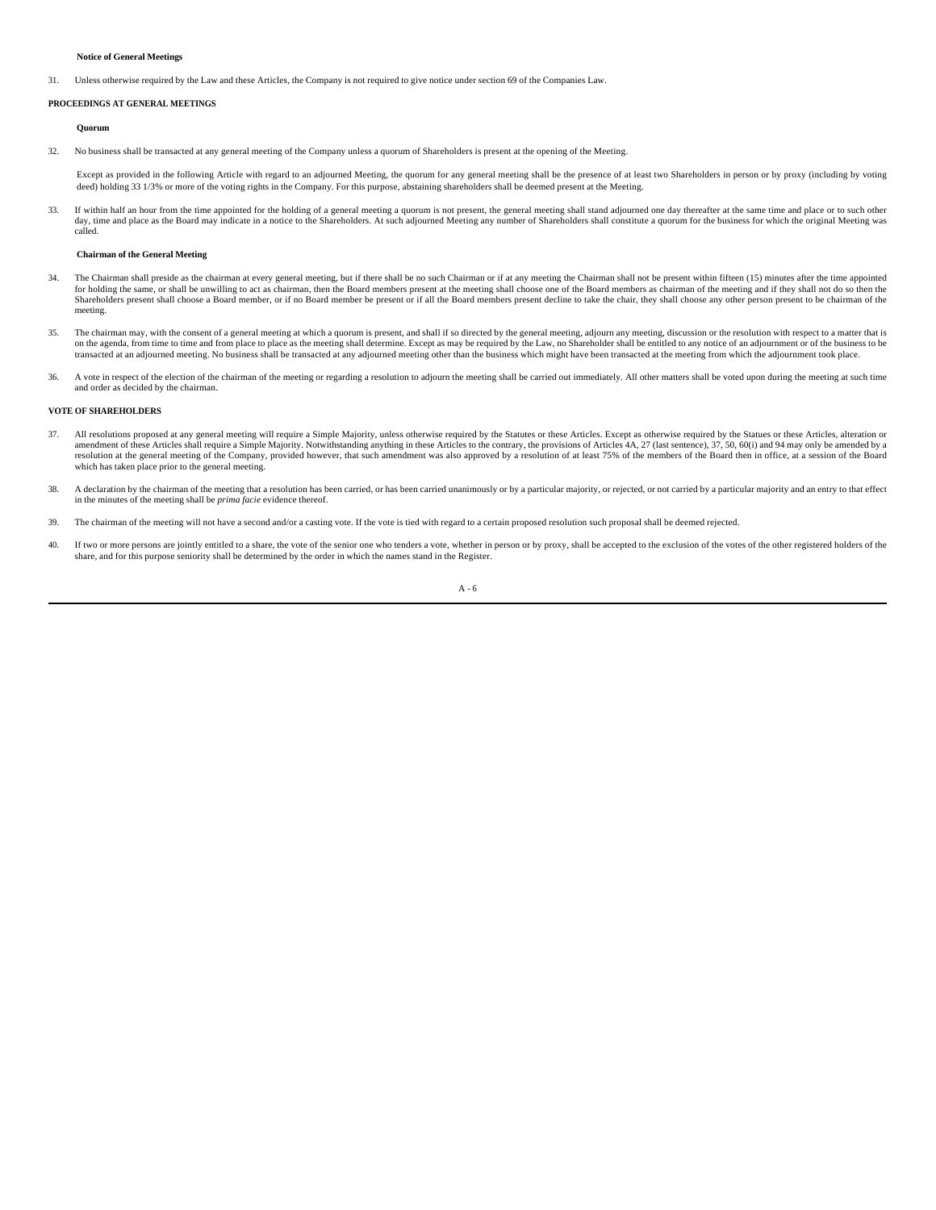**Notice of General Meetings**

31. Unless otherwise required by the Law and these Articles, the Company is not required to give notice under section 69 of the Companies Law.

**PROCEEDINGS AT GENERAL MEETINGS**

**Quorum**

32. No business shall be transacted at any general meeting of the Company unless a quorum of Shareholders is present at the opening of the Meeting.

Except as provided in the following Article with regard to an adjourned Meeting, the quorum for any general meeting shall be the presence of at least two Shareholders in person or by proxy (including by voting deed) holding 33 1/3% or more of the voting rights in the Company. For this purpose, abstaining shareholders shall be deemed present at the Meeting.

33. If within half an hour from the time appointed for the holding of a general meeting a quorum is not present, the general meeting shall stand adjourned one day thereafter at the same time and place or to such other day, time and place as the Board may indicate in a notice to the Shareholders. At such adjourned Meeting any number of Shareholders shall constitute a quorum for the business for which the original Meeting was called.

**Chairman of the General Meeting**

34. The Chairman shall preside as the chairman at every general meeting, but if there shall be no such Chairman or if at any meeting the Chairman shall not be present within fifteen (15) minutes after the time appointed for holding the same, or shall be unwilling to act as chairman, then the Board members present at the meeting shall choose one of the Board members as chairman of the meeting and if they shall not do so then the Shareholders present shall choose a Board member, or if no Board member be present or if all the Board members present decline to take the chair, they shall choose any other person present to be chairman of the meeting.

35. The chairman may, with the consent of a general meeting at which a quorum is present, and shall if so directed by the general meeting, adjourn any meeting, discussion or the resolution with respect to a matter that is on the agenda, from time to time and from place to place as the meeting shall determine. Except as may be required by the Law, no Shareholder shall be entitled to any notice of an adjournment or of the business to be transacted at an adjourned meeting. No business shall be transacted at any adjourned meeting other than the business which might have been transacted at the meeting from which the adjournment took place.

36. A vote in respect of the election of the chairman of the meeting or regarding a resolution to adjourn the meeting shall be carried out immediately. All other matters shall be voted upon during the meeting at such time and order as decided by the chairman.

**VOTE OF SHAREHOLDERS**

37. All resolutions proposed at any general meeting will require a Simple Majority, unless otherwise required by the Statutes or these Articles. Except as otherwise required by the Statues or these Articles, alteration or amendment of these Articles shall require a Simple Majority. Notwithstanding anything in these Articles to the contrary, the provisions of Articles 4A, 27 (last sentence), 37, 50, 60(i) and 94 may only be amended by a resolution at the general meeting of the Company, provided however, that such amendment was also approved by a resolution of at least 75% of the members of the Board then in office, at a session of the Board which has taken place prior to the general meeting.

38. A declaration by the chairman of the meeting that a resolution has been carried, or has been carried unanimously or by a particular majority, or rejected, or not carried by a particular majority and an entry to that effect in the minutes of the meeting shall be *prima facie* evidence thereof.

39. The chairman of the meeting will not have a second and/or a casting vote. If the vote is tied with regard to a certain proposed resolution such proposal shall be deemed rejected.

40. If two or more persons are jointly entitled to a share, the vote of the senior one who tenders a vote, whether in person or by proxy, shall be accepted to the exclusion of the votes of the other registered holders of the share, and for this purpose seniority shall be determined by the order in which the names stand in the Register.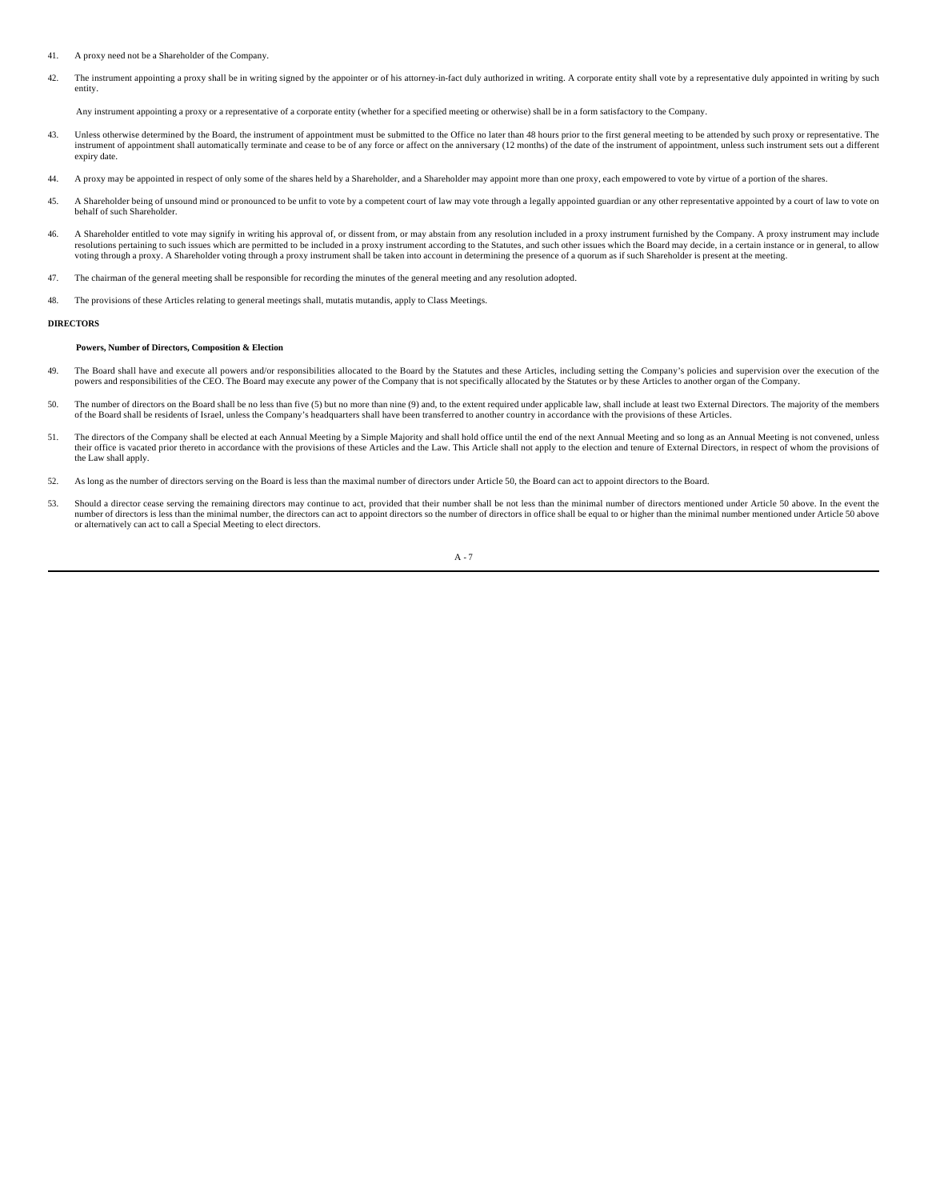41. A proxy need not be a Shareholder of the Company.

42. The instrument appointing a proxy shall be in writing signed by the appointer or of his attorney-in-fact duly authorized in writing. A corporate entity shall vote by a representative duly appointed in writing by such entity.

 Any instrument appointing a proxy or a representative of a corporate entity (whether for a specified meeting or otherwise) shall be in a form satisfactory to the Company.

43. Unless otherwise determined by the Board, the instrument of appointment must be submitted to the Office no later than 48 hours prior to the first general meeting to be attended by such proxy or representative. The instrument of appointment shall automatically terminate and cease to be of any force or affect on the anniversary (12 months) of the date of the instrument of appointment, unless such instrument sets out a different expiry date.

44. A proxy may be appointed in respect of only some of the shares held by a Shareholder, and a Shareholder may appoint more than one proxy, each empowered to vote by virtue of a portion of the shares.

45. A Shareholder being of unsound mind or pronounced to be unfit to vote by a competent court of law may vote through a legally appointed guardian or any other representative appointed by a court of law to vote on behalf of such Shareholder.

46. A Shareholder entitled to vote may signify in writing his approval of, or dissent from, or may abstain from any resolution included in a proxy instrument furnished by the Company. A proxy instrument may include resolutions pertaining to such issues which are permitted to be included in a proxy instrument according to the Statutes, and such other issues which the Board may decide, in a certain instance or in general, to allow voting through a proxy. A Shareholder voting through a proxy instrument shall be taken into account in determining the presence of a quorum as if such Shareholder is present at the meeting.

47. The chairman of the general meeting shall be responsible for recording the minutes of the general meeting and any resolution adopted.

48. The provisions of these Articles relating to general meetings shall, mutatis mutandis, apply to Class Meetings.

**DIRECTORS**

**Powers, Number of Directors, Composition & Election**

49. The Board shall have and execute all powers and/or responsibilities allocated to the Board by the Statutes and these Articles, including setting the Company's policies and supervision over the execution of the powers and responsibilities of the CEO. The Board may execute any power of the Company that is not specifically allocated by the Statutes or by these Articles to another organ of the Company.

50. The number of directors on the Board shall be no less than five (5) but no more than nine (9) and, to the extent required under applicable law, shall include at least two External Directors. The majority of the members of the Board shall be residents of Israel, unless the Company's headquarters shall have been transferred to another country in accordance with the provisions of these Articles.

51. The directors of the Company shall be elected at each Annual Meeting by a Simple Majority and shall hold office until the end of the next Annual Meeting and so long as an Annual Meeting is not convened, unless their office is vacated prior thereto in accordance with the provisions of these Articles and the Law. This Article shall not apply to the election and tenure of External Directors, in respect of whom the provisions of the Law shall apply.

52. As long as the number of directors serving on the Board is less than the maximal number of directors under Article 50, the Board can act to appoint directors to the Board.

53. Should a director cease serving the remaining directors may continue to act, provided that their number shall be not less than the minimal number of directors mentioned under Article 50 above. In the event the number of directors is less than the minimal number, the directors can act to appoint directors so the number of directors in office shall be equal to or higher than the minimal number mentioned under Article 50 above or alternatively can act to call a Special Meeting to elect directors.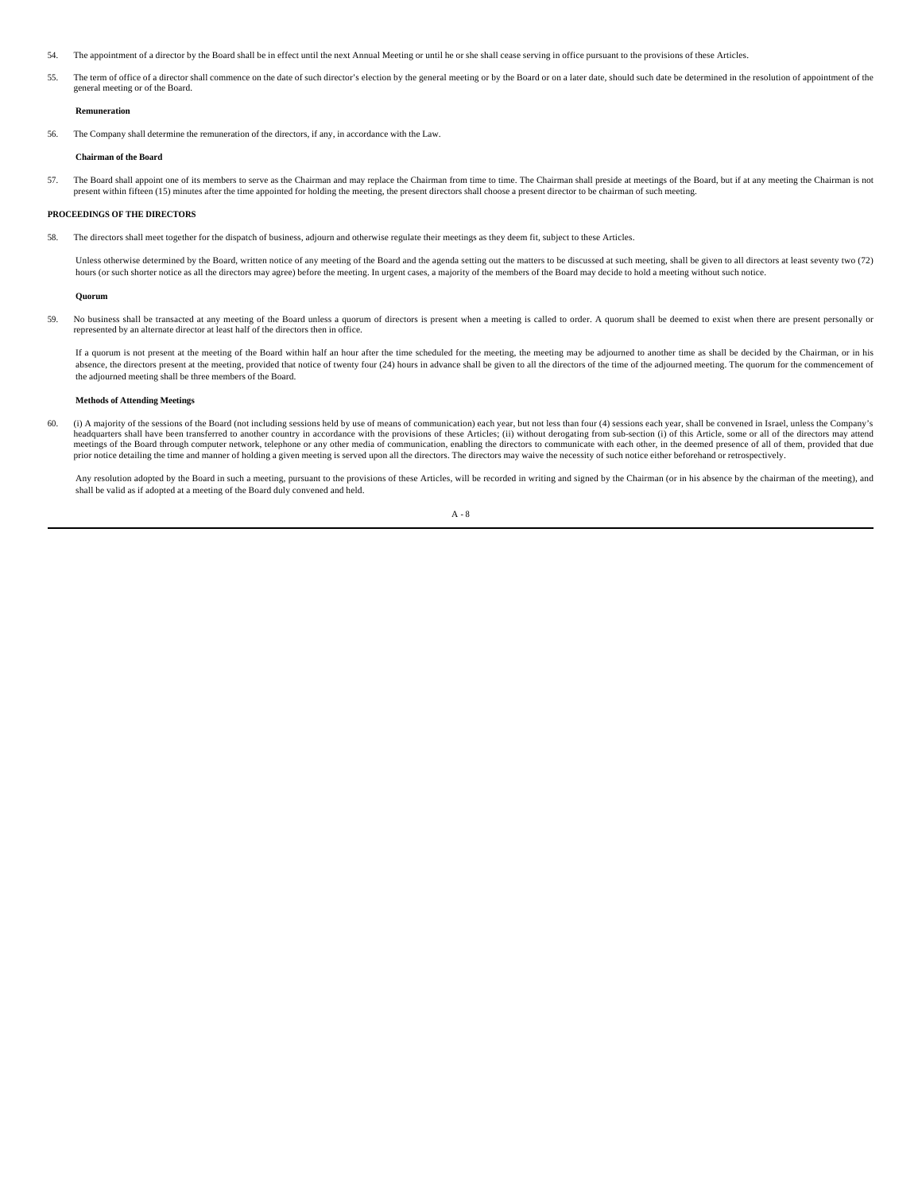54. The appointment of a director by the Board shall be in effect until the next Annual Meeting or until he or she shall cease serving in office pursuant to the provisions of these Articles.

55. The term of office of a director shall commence on the date of such director's election by the general meeting or by the Board or on a later date, should such date be determined in the resolution of appointment of the general meeting or of the Board.

**Remuneration**

56. The Company shall determine the remuneration of the directors, if any, in accordance with the Law.

**Chairman of the Board**

57. The Board shall appoint one of its members to serve as the Chairman and may replace the Chairman from time to time. The Chairman shall preside at meetings of the Board, but if at any meeting the Chairman is not present within fifteen (15) minutes after the time appointed for holding the meeting, the present directors shall choose a present director to be chairman of such meeting.

**PROCEEDINGS OF THE DIRECTORS**

58. The directors shall meet together for the dispatch of business, adjourn and otherwise regulate their meetings as they deem fit, subject to these Articles.

Unless otherwise determined by the Board, written notice of any meeting of the Board and the agenda setting out the matters to be discussed at such meeting, shall be given to all directors at least seventy two (72) hours (or such shorter notice as all the directors may agree) before the meeting. In urgent cases, a majority of the members of the Board may decide to hold a meeting without such notice.

**Quorum**

59. No business shall be transacted at any meeting of the Board unless a quorum of directors is present when a meeting is called to order. A quorum shall be deemed to exist when there are present personally or represented by an alternate director at least half of the directors then in office.

If a quorum is not present at the meeting of the Board within half an hour after the time scheduled for the meeting, the meeting may be adjourned to another time as shall be decided by the Chairman, or in his absence, the directors present at the meeting, provided that notice of twenty four (24) hours in advance shall be given to all the directors of the time of the adjourned meeting. The quorum for the commencement of the adjourned meeting shall be three members of the Board.

**Methods of Attending Meetings**

60. (i) A majority of the sessions of the Board (not including sessions held by use of means of communication) each year, but not less than four (4) sessions each year, shall be convened in Israel, unless the Company's headquarters shall have been transferred to another country in accordance with the provisions of these Articles; (ii) without derogating from sub-section (i) of this Article, some or all of the directors may attend meetings of the Board through computer network, telephone or any other media of communication, enabling the directors to communicate with each other, in the deemed presence of all of them, provided that due prior notice detailing the time and manner of holding a given meeting is served upon all the directors. The directors may waive the necessity of such notice either beforehand or retrospectively.

Any resolution adopted by the Board in such a meeting, pursuant to the provisions of these Articles, will be recorded in writing and signed by the Chairman (or in his absence by the chairman of the meeting), and shall be valid as if adopted at a meeting of the Board duly convened and held.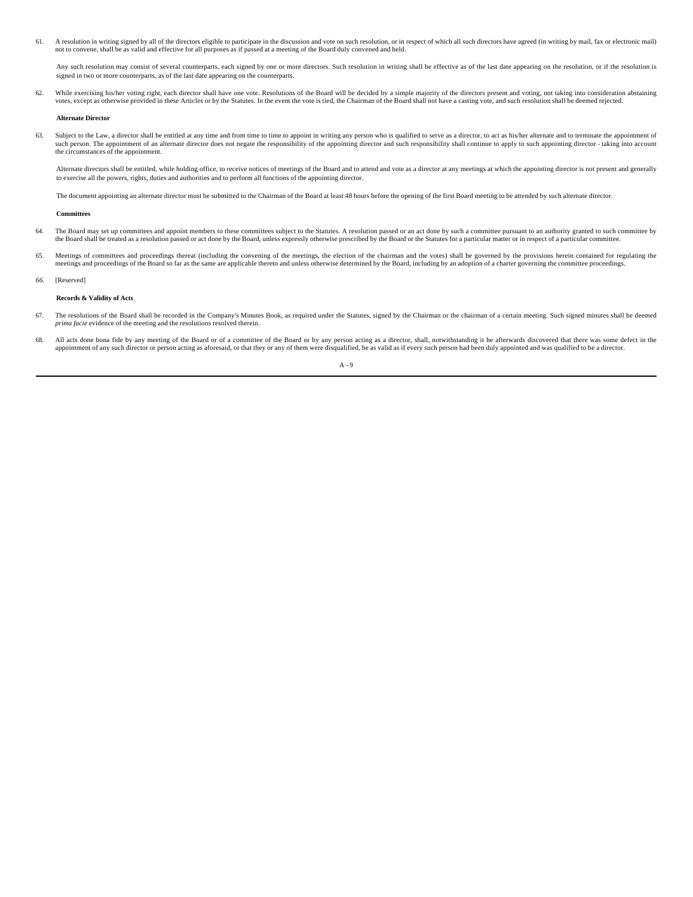61. A resolution in writing signed by all of the directors eligible to participate in the discussion and vote on such resolution, or in respect of which all such directors have agreed (in writing by mail, fax or electronic mail) not to convene, shall be as valid and effective for all purposes as if passed at a meeting of the Board duly convened and held.

Any such resolution may consist of several counterparts, each signed by one or more directors. Such resolution in writing shall be effective as of the last date appearing on the resolution, or if the resolution is signed in two or more counterparts, as of the last date appearing on the counterparts.

62. While exercising his/her voting right, each director shall have one vote. Resolutions of the Board will be decided by a simple majority of the directors present and voting, not taking into consideration abstaining votes, except as otherwise provided in these Articles or by the Statutes. In the event the vote is tied, the Chairman of the Board shall not have a casting vote, and such resolution shall be deemed rejected.

**Alternate Director**

63. Subject to the Law, a director shall be entitled at any time and from time to time to appoint in writing any person who is qualified to serve as a director, to act as his/her alternate and to terminate the appointment of such person. The appointment of an alternate director does not negate the responsibility of the appointing director and such responsibility shall continue to apply to such appointing director - taking into account the circumstances of the appointment.

Alternate directors shall be entitled, while holding office, to receive notices of meetings of the Board and to attend and vote as a director at any meetings at which the appointing director is not present and generally to exercise all the powers, rights, duties and authorities and to perform all functions of the appointing director.

The document appointing an alternate director must be submitted to the Chairman of the Board at least 48 hours before the opening of the first Board meeting to be attended by such alternate director.

**Committees**

64. The Board may set up committees and appoint members to these committees subject to the Statutes. A resolution passed or an act done by such a committee pursuant to an authority granted to such committee by the Board shall be treated as a resolution passed or act done by the Board, unless expressly otherwise prescribed by the Board or the Statutes for a particular matter or in respect of a particular committee.

65. Meetings of committees and proceedings thereat (including the convening of the meetings, the election of the chairman and the votes) shall be governed by the provisions herein contained for regulating the meetings and proceedings of the Board so far as the same are applicable thereto and unless otherwise determined by the Board, including by an adoption of a charter governing the committee proceedings.

*66.* [Reserved]

**Records & Validity of Acts**

67. The resolutions of the Board shall be recorded in the Company's Minutes Book, as required under the Statutes, signed by the Chairman or the chairman of a certain meeting. Such signed minutes shall be deemed *prima facie* evidence of the meeting and the resolutions resolved therein.

68. All acts done bona fide by any meeting of the Board or of a committee of the Board or by any person acting as a director, shall, notwithstanding it be afterwards discovered that there was some defect in the appointment of any such director or person acting as aforesaid, or that they or any of them were disqualified, be as valid as if every such person had been duly appointed and was qualified to be a director.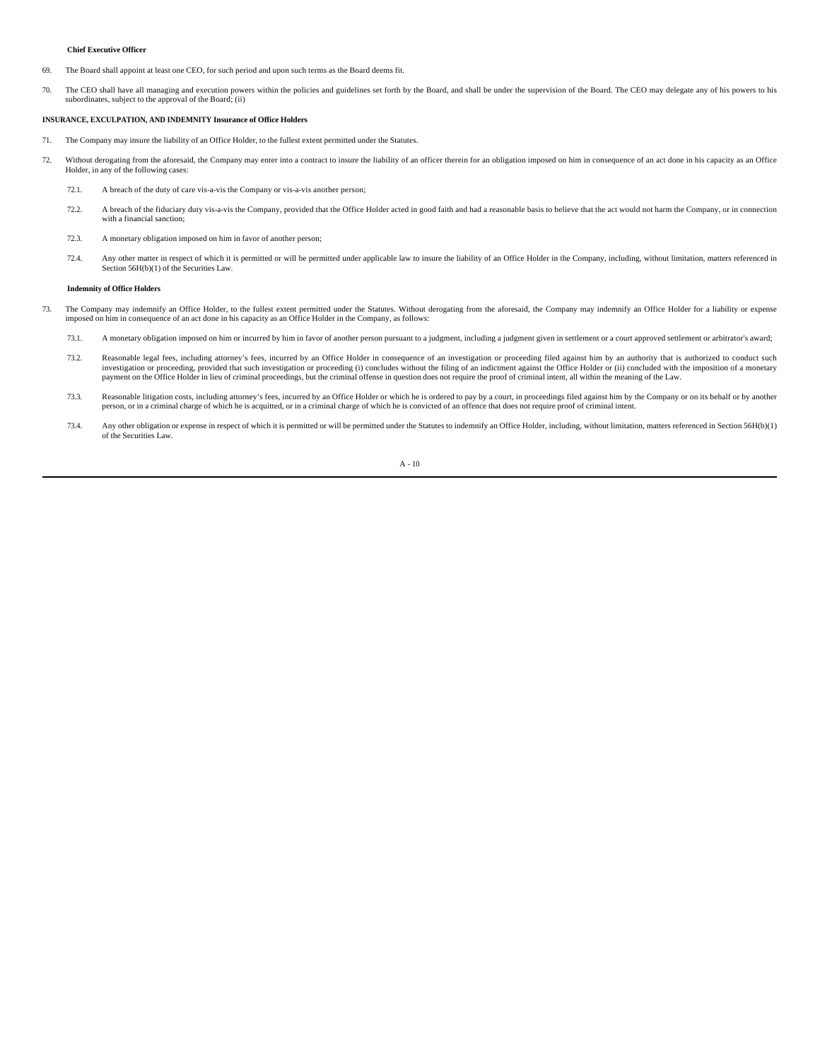**Chief Executive Officer**

69. The Board shall appoint at least one CEO, for such period and upon such terms as the Board deems fit.

70. The CEO shall have all managing and execution powers within the policies and guidelines set forth by the Board, and shall be under the supervision of the Board. The CEO may delegate any of his powers to his subordinates, subject to the approval of the Board; (ii)

**INSURANCE, EXCULPATION, AND INDEMNITY Insurance of Office Holders**

71. The Company may insure the liability of an Office Holder, to the fullest extent permitted under the Statutes.

72. Without derogating from the aforesaid, the Company may enter into a contract to insure the liability of an officer therein for an obligation imposed on him in consequence of an act done in his capacity as an Office Holder, in any of the following cases:

   72.1. A breach of the duty of care vis-a-vis the Company or vis-a-vis another person;

   72.2. A breach of the fiduciary duty vis-a-vis the Company, provided that the Office Holder acted in good faith and had a reasonable basis to believe that the act would not harm the Company, or in connection with a financial sanction;

   72.3. A monetary obligation imposed on him in favor of another person;

   72.4. Any other matter in respect of which it is permitted or will be permitted under applicable law to insure the liability of an Office Holder in the Company, including, without limitation, matters referenced in Section 56H(b)(1) of the Securities Law.

**Indemnity of Office Holders**

73. The Company may indemnify an Office Holder, to the fullest extent permitted under the Statutes. Without derogating from the aforesaid, the Company may indemnify an Office Holder for a liability or expense imposed on him in consequence of an act done in his capacity as an Office Holder in the Company, as follows:

   73.1. A monetary obligation imposed on him or incurred by him in favor of another person pursuant to a judgment, including a judgment given in settlement or a court approved settlement or arbitrator's award;

   73.2. Reasonable legal fees, including attorney's fees, incurred by an Office Holder in consequence of an investigation or proceeding filed against him by an authority that is authorized to conduct such investigation or proceeding, provided that such investigation or proceeding (i) concludes without the filing of an indictment against the Office Holder or (ii) concluded with the imposition of a monetary payment on the Office Holder in lieu of criminal proceedings, but the criminal offense in question does not require the proof of criminal intent, all within the meaning of the Law.

   73.3. Reasonable litigation costs, including attorney's fees, incurred by an Office Holder or which he is ordered to pay by a court, in proceedings filed against him by the Company or on its behalf or by another person, or in a criminal charge of which he is acquitted, or in a criminal charge of which he is convicted of an offence that does not require proof of criminal intent.

   73.4. Any other obligation or expense in respect of which it is permitted or will be permitted under the Statutes to indemnify an Office Holder, including, without limitation, matters referenced in Section 56H(b)(1) of the Securities Law.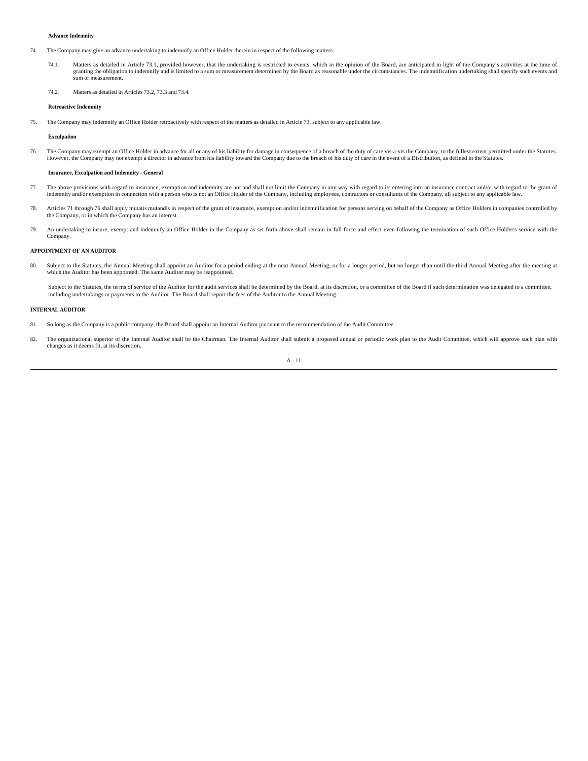**Advance Indemnity**

74. The Company may give an advance undertaking to indemnify an Office Holder therein in respect of the following matters:

74.1. Matters as detailed in Article 73.1, provided however, that the undertaking is restricted to events, which in the opinion of the Board, are anticipated in light of the Company's activities at the time of granting the obligation to indemnify and is limited to a sum or measurement determined by the Board as reasonable under the circumstances. The indemnification undertaking shall specify such events and sum or measurement.

74.2. Matters as detailed in Articles 73.2, 73.3 and 73.4.

**Retroactive Indemnity**

75. The Company may indemnify an Office Holder retroactively with respect of the matters as detailed in Article 73, subject to any applicable law.

**Exculpation**

76. The Company may exempt an Office Holder in advance for all or any of his liability for damage in consequence of a breach of the duty of care vis-a-vis the Company, to the fullest extent permitted under the Statutes. However, the Company may not exempt a director in advance from his liability toward the Company due to the breach of his duty of care in the event of a Distribution, as defined in the Statutes.

**Insurance, Exculpation and Indemnity - General**

77. The above provisions with regard to insurance, exemption and indemnity are not and shall not limit the Company in any way with regard to its entering into an insurance contract and/or with regard to the grant of indemnity and/or exemption in connection with a person who is not an Office Holder of the Company, including employees, contractors or consultants of the Company, all subject to any applicable law.

78. Articles 71 through 76 shall apply mutatis mutandis in respect of the grant of insurance, exemption and/or indemnification for persons serving on behalf of the Company as Office Holders in companies controlled by the Company, or in which the Company has an interest.

79. An undertaking to insure, exempt and indemnify an Office Holder in the Company as set forth above shall remain in full force and effect even following the termination of such Office Holder's service with the Company.

**APPOINTMENT OF AN AUDITOR**

80. Subject to the Statutes, the Annual Meeting shall appoint an Auditor for a period ending at the next Annual Meeting, or for a longer period, but no longer than until the third Annual Meeting after the meeting at which the Auditor has been appointed. The same Auditor may be reappointed.

Subject to the Statutes, the terms of service of the Auditor for the audit services shall be determined by the Board, at its discretion, or a committee of the Board if such determination was delegated to a committee, including undertakings or payments to the Auditor. The Board shall report the fees of the Auditor to the Annual Meeting.

**INTERNAL AUDITOR**

81. So long as the Company is a public company, the Board shall appoint an Internal Auditor pursuant to the recommendation of the Audit Committee.

82. The organizational superior of the Internal Auditor shall be the Chairman. The Internal Auditor shall submit a proposed annual or periodic work plan to the Audit Committee, which will approve such plan with changes as it deems fit, at its discretion.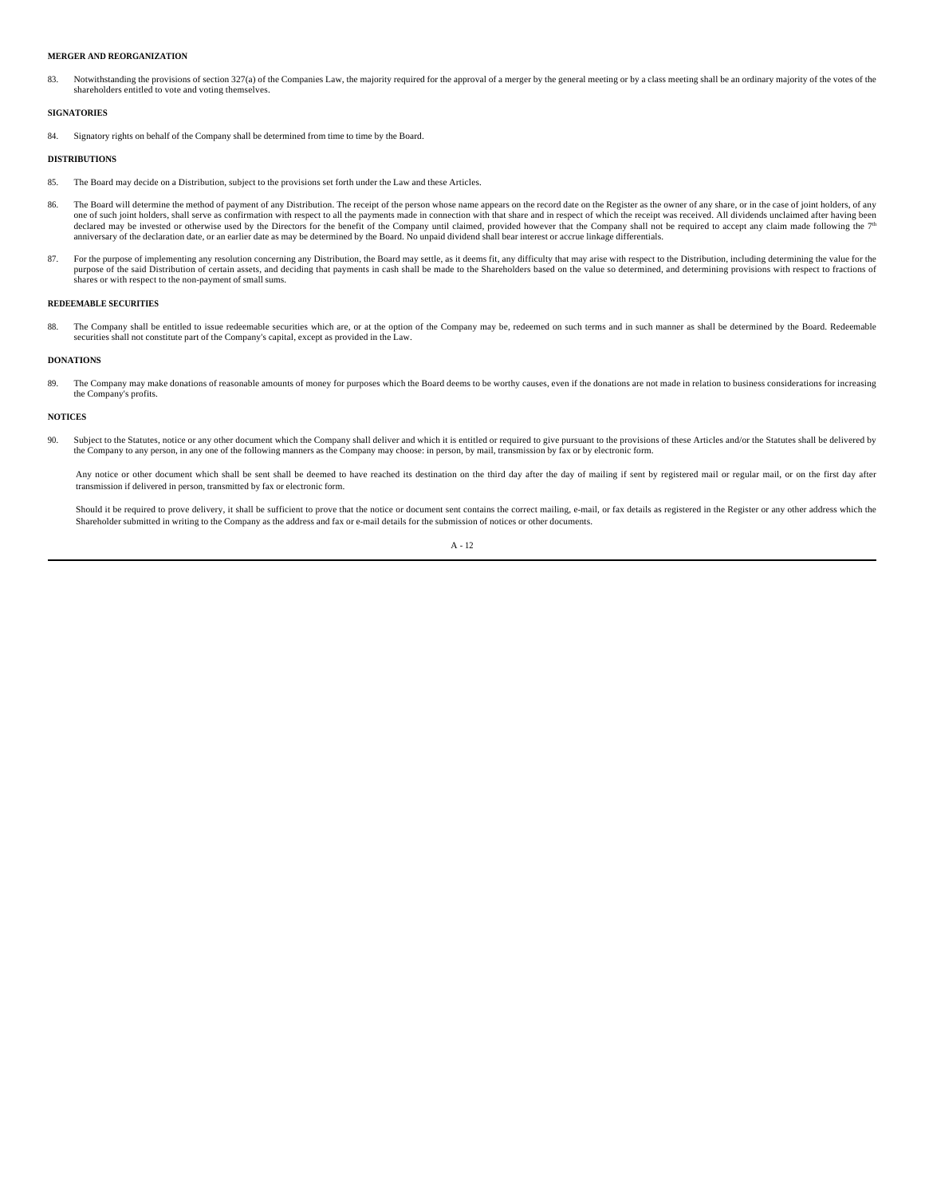**MERGER AND REORGANIZATION**

83. Notwithstanding the provisions of section 327(a) of the Companies Law, the majority required for the approval of a merger by the general meeting or by a class meeting shall be an ordinary majority of the votes of the shareholders entitled to vote and voting themselves.

**SIGNATORIES**

84. Signatory rights on behalf of the Company shall be determined from time to time by the Board.

**DISTRIBUTIONS**

85. The Board may decide on a Distribution, subject to the provisions set forth under the Law and these Articles.

86. The Board will determine the method of payment of any Distribution. The receipt of the person whose name appears on the record date on the Register as the owner of any share, or in the case of joint holders, of any one of such joint holders, shall serve as confirmation with respect to all the payments made in connection with that share and in respect of which the receipt was received. All dividends unclaimed after having been declared may be invested or otherwise used by the Directors for the benefit of the Company until claimed, provided however that the Company shall not be required to accept any claim made following the 7th anniversary of the declaration date, or an earlier date as may be determined by the Board. No unpaid dividend shall bear interest or accrue linkage differentials.

87. For the purpose of implementing any resolution concerning any Distribution, the Board may settle, as it deems fit, any difficulty that may arise with respect to the Distribution, including determining the value for the purpose of the said Distribution of certain assets, and deciding that payments in cash shall be made to the Shareholders based on the value so determined, and determining provisions with respect to fractions of shares or with respect to the non-payment of small sums.

**REDEEMABLE SECURITIES**

88. The Company shall be entitled to issue redeemable securities which are, or at the option of the Company may be, redeemed on such terms and in such manner as shall be determined by the Board. Redeemable securities shall not constitute part of the Company's capital, except as provided in the Law.

**DONATIONS**

89. The Company may make donations of reasonable amounts of money for purposes which the Board deems to be worthy causes, even if the donations are not made in relation to business considerations for increasing the Company's profits.

**NOTICES**

90. Subject to the Statutes, notice or any other document which the Company shall deliver and which it is entitled or required to give pursuant to the provisions of these Articles and/or the Statutes shall be delivered by the Company to any person, in any one of the following manners as the Company may choose: in person, by mail, transmission by fax or by electronic form.

Any notice or other document which shall be sent shall be deemed to have reached its destination on the third day after the day of mailing if sent by registered mail or regular mail, or on the first day after transmission if delivered in person, transmitted by fax or electronic form.

Should it be required to prove delivery, it shall be sufficient to prove that the notice or document sent contains the correct mailing, e-mail, or fax details as registered in the Register or any other address which the Shareholder submitted in writing to the Company as the address and fax or e-mail details for the submission of notices or other documents.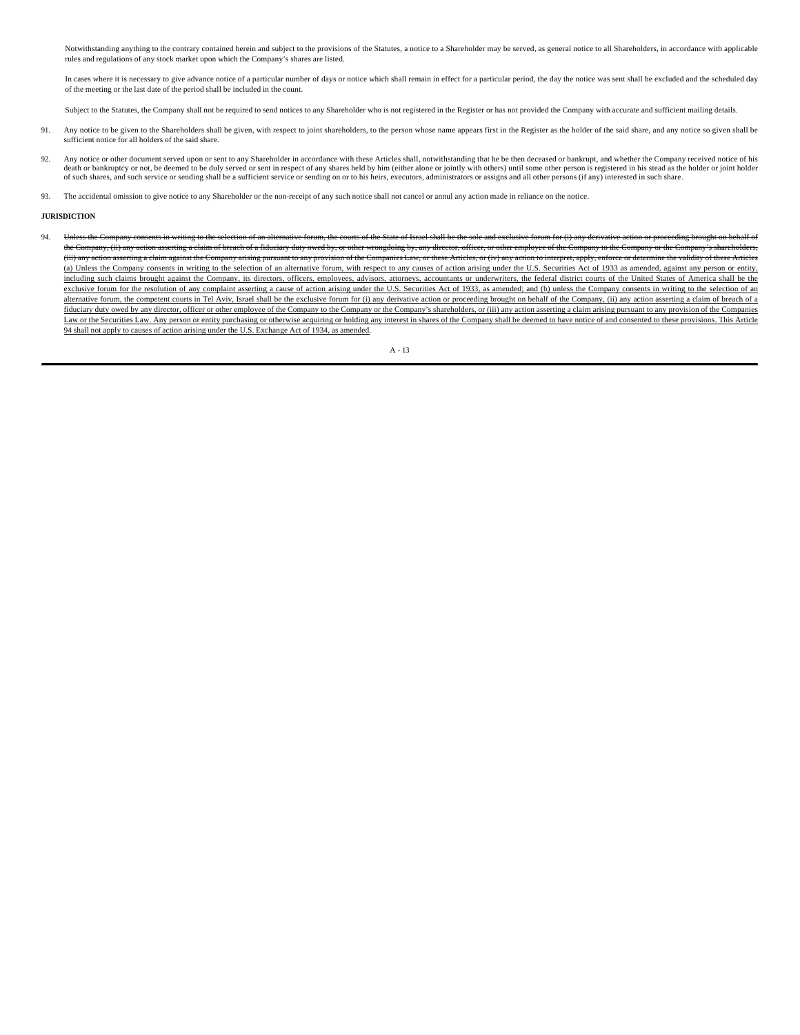Notwithstanding anything to the contrary contained herein and subject to the provisions of the Statutes, a notice to a Shareholder may be served, as general notice to all Shareholders, in accordance with applicable rules and regulations of any stock market upon which the Company's shares are listed.

In cases where it is necessary to give advance notice of a particular number of days or notice which shall remain in effect for a particular period, the day the notice was sent shall be excluded and the scheduled day of the meeting or the last date of the period shall be included in the count.

Subject to the Statutes, the Company shall not be required to send notices to any Shareholder who is not registered in the Register or has not provided the Company with accurate and sufficient mailing details.

91. Any notice to be given to the Shareholders shall be given, with respect to joint shareholders, to the person whose name appears first in the Register as the holder of the said share, and any notice so given shall be sufficient notice for all holders of the said share.

92. Any notice or other document served upon or sent to any Shareholder in accordance with these Articles shall, notwithstanding that he be then deceased or bankrupt, and whether the Company received notice of his death or bankruptcy or not, be deemed to be duly served or sent in respect of any shares held by him (either alone or jointly with others) until some other person is registered in his stead as the holder or joint holder of such shares, and such service or sending shall be a sufficient service or sending on or to his heirs, executors, administrators or assigns and all other persons (if any) interested in such share.

93. The accidental omission to give notice to any Shareholder or the non-receipt of any such notice shall not cancel or annul any action made in reliance on the notice.

**JURISDICTION**

94. ~~Unless the Company consents in writing to the selection of an alternative forum, the courts of the State of Israel shall be the sole and exclusive forum for (i) any derivative action or proceeding brought on behalf of the Company, (ii) any action asserting a claim of breach of a fiduciary duty owed by, or other wrongdoing by, any director, officer, or other employee of the Company to the Company or the Company's shareholders, (iii) any action asserting a claim against the Company arising pursuant to any provision of the Companies Law, or these Articles, or (iv) any action to interpret, apply, enforce or determine the validity of these Articles~~ <u>(a) Unless the Company consents in writing to the selection of an alternative forum, with respect to any causes of action arising under the U.S. Securities Act of 1933 as amended, against any person or entity, including such claims brought against the Company, its directors, officers, employees, advisors, attorneys, accountants or underwriters, the federal district courts of the United States of America shall be the exclusive forum for the resolution of any complaint asserting a cause of action arising under the U.S. Securities Act of 1933, as amended; and (b) unless the Company consents in writing to the selection of an alternative forum, the competent courts in Tel Aviv, Israel shall be the exclusive forum for (i) any derivative action or proceeding brought on behalf of the Company, (ii) any action asserting a claim of breach of a fiduciary duty owed by any director, officer or other employee of the Company to the Company or the Company's shareholders, or (iii) any action asserting a claim arising pursuant to any provision of the Companies Law or the Securities Law. Any person or entity purchasing or otherwise acquiring or holding any interest in shares of the Company shall be deemed to have notice of and consented to these provisions. This Article 94 shall not apply to causes of action arising under the U.S. Exchange Act of 1934, as amended</u>.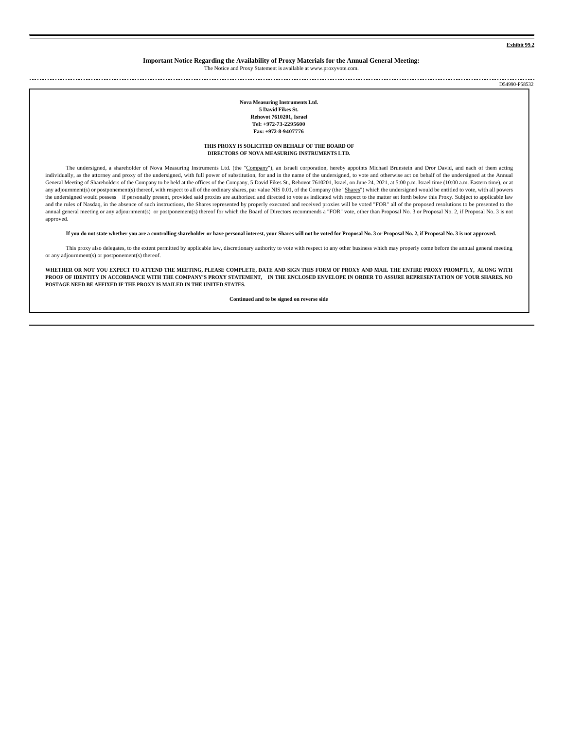**Exhibit 99.2**

**Important Notice Regarding the Availability of Proxy Materials for the Annual General Meeting:**

The Notice and Proxy Statement is available at www.proxyvote.com.

D54990-P58532

**Nova Measuring Instruments Ltd.**
**5 David Fikes St.**
**Rehovot 7610201, Israel**
**Tel: +972-73-2295600**
**Fax: +972-8-9407776**

**THIS PROXY IS SOLICITED ON BEHALF OF THE BOARD OF DIRECTORS OF NOVA MEASURING INSTRUMENTS LTD.**

The undersigned, a shareholder of Nova Measuring Instruments Ltd. (the "Company"), an Israeli corporation, hereby appoints Michael Brunstein and Dror David, and each of them acting individually, as the attorney and proxy of the undersigned, with full power of substitution, for and in the name of the undersigned, to vote and otherwise act on behalf of the undersigned at the Annual General Meeting of Shareholders of the Company to be held at the offices of the Company, 5 David Fikes St., Rehovot 7610201, Israel, on June 24, 2021, at 5:00 p.m. Israel time (10:00 a.m. Eastern time), or at any adjournment(s) or postponement(s) thereof, with respect to all of the ordinary shares, par value NIS 0.01, of the Company (the "Shares") which the undersigned would be entitled to vote, with all powers the undersigned would possess if personally present, provided said proxies are authorized and directed to vote as indicated with respect to the matter set forth below this Proxy. Subject to applicable law and the rules of Nasdaq, in the absence of such instructions, the Shares represented by properly executed and received proxies will be voted "FOR" all of the proposed resolutions to be presented to the annual general meeting or any adjournment(s) or postponement(s) thereof for which the Board of Directors recommends a "FOR" vote, other than Proposal No. 3 or Proposal No. 2, if Proposal No. 3 is not approved.

**If you do not state whether you are a controlling shareholder or have personal interest, your Shares will not be voted for Proposal No. 3 or Proposal No. 2, if Proposal No. 3 is not approved.**

This proxy also delegates, to the extent permitted by applicable law, discretionary authority to vote with respect to any other business which may properly come before the annual general meeting or any adjournment(s) or postponement(s) thereof.

**WHETHER OR NOT YOU EXPECT TO ATTEND THE MEETING, PLEASE COMPLETE, DATE AND SIGN THIS FORM OF PROXY AND MAIL THE ENTIRE PROXY PROMPTLY, ALONG WITH PROOF OF IDENTITY IN ACCORDANCE WITH THE COMPANY'S PROXY STATEMENT, IN THE ENCLOSED ENVELOPE IN ORDER TO ASSURE REPRESENTATION OF YOUR SHARES. NO POSTAGE NEED BE AFFIXED IF THE PROXY IS MAILED IN THE UNITED STATES.**

**Continued and to be signed on reverse side**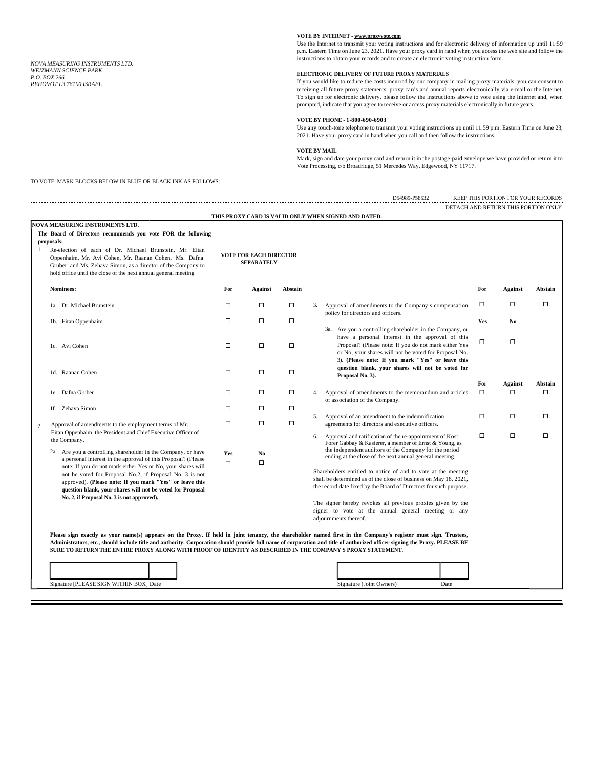*NOVA MEASURING INSTRUMENTS LTD.*
*WEIZMANN SCIENCE PARK*
*P.O. BOX 266*
*REHOVOT L3 76100 ISRAEL*

**VOTE BY INTERNET - www.proxyvote.com**

Use the Internet to transmit your voting instructions and for electronic delivery of information up until 11:59 p.m. Eastern Time on June 23, 2021. Have your proxy card in hand when you access the web site and follow the instructions to obtain your records and to create an electronic voting instruction form.

**ELECTRONIC DELIVERY OF FUTURE PROXY MATERIALS**

If you would like to reduce the costs incurred by our company in mailing proxy materials, you can consent to receiving all future proxy statements, proxy cards and annual reports electronically via e-mail or the Internet. To sign up for electronic delivery, please follow the instructions above to vote using the Internet and, when prompted, indicate that you agree to receive or access proxy materials electronically in future years.

**VOTE BY PHONE - 1-800-690-6903**

Use any touch-tone telephone to transmit your voting instructions up until 11:59 p.m. Eastern Time on June 23, 2021. Have your proxy card in hand when you call and then follow the instructions.

**VOTE BY MAIL**

Mark, sign and date your proxy card and return it in the postage-paid envelope we have provided or return it to Vote Processing, c/o Broadridge, 51 Mercedes Way, Edgewood, NY 11717.

TO VOTE, MARK BLOCKS BELOW IN BLUE OR BLACK INK AS FOLLOWS:

D54989-P58532 KEEP THIS PORTION FOR YOUR RECORDS

DETACH AND RETURN THIS PORTION ONLY

**THIS PROXY CARD IS VALID ONLY WHEN SIGNED AND DATED.**

**NOVA MEASURING INSTRUMENTS LTD.**

**The Board of Directors recommends you vote FOR the following proposals:**

1. Re-election of each of Dr. Michael Brunstein, Mr. Eitan Oppenhaim, Mr. Avi Cohen, Mr. Raanan Cohen, Ms. Dafna Gruber and Ms. Zehava Simon, as a director of the Company to hold office until the close of the next annual general meeting

**VOTE FOR EACH DIRECTOR SEPARATELY**

| Nominees: | For | Against | Abstain |
|---|---|---|---|
| 1a. Dr. Michael Brunstein | ☐ | ☐ | ☐ |
| 1b. Eitan Oppenhaim | ☐ | ☐ | ☐ |
| 1c. Avi Cohen | ☐ | ☐ | ☐ |
| 1d. Raanan Cohen | ☐ | ☐ | ☐ |
| 1e. Dafna Gruber | ☐ | ☐ | ☐ |
| 1f. Zehava Simon | ☐ | ☐ | ☐ |
| 2. Approval of amendments to the employment terms of Mr. Eitan Oppenhaim, the President and Chief Executive Officer of the Company. | ☐ | ☐ | ☐ |

| | Yes | No |
|---|---|---|
| 2a. Are you a controlling shareholder in the Company, or have a personal interest in the approval of this Proposal? (Please note: If you do not mark either Yes or No, your shares will not be voted for Proposal No.2, if Proposal No. 3 is not approved). **(Please note: If you mark "Yes" or leave this question blank, your shares will not be voted for Proposal No. 2, if Proposal No. 3 is not approved).** | ☐ | ☐ |

| | For | Against | Abstain |
|---|---|---|---|
| 3. Approval of amendments to the Company's compensation policy for directors and officers. | ☐ | ☐ | ☐ |

| | Yes | No |
|---|---|---|
| 3a. Are you a controlling shareholder in the Company, or have a personal interest in the approval of this Proposal? (Please note: If you do not mark either Yes or No, your shares will not be voted for Proposal No. 3). **(Please note: If you mark "Yes" or leave this question blank, your shares will not be voted for Proposal No. 3).** | ☐ | ☐ |

| | For | Against | Abstain |
|---|---|---|---|
| 4. Approval of amendments to the memorandum and articles of association of the Company. | ☐ | ☐ | ☐ |
| 5. Approval of an amendment to the indemnification agreements for directors and executive officers. | ☐ | ☐ | ☐ |
| 6. Approval and ratification of the re-appointment of Kost Forer Gabbay & Kasierer, a member of Ernst & Young, as the independent auditors of the Company for the period ending at the close of the next annual general meeting. | ☐ | ☐ | ☐ |

Shareholders entitled to notice of and to vote at the meeting shall be determined as of the close of business on May 18, 2021, the record date fixed by the Board of Directors for such purpose.

The signer hereby revokes all previous proxies given by the signer to vote at the annual general meeting or any adjournments thereof.

**Please sign exactly as your name(s) appears on the Proxy. If held in joint tenancy, the shareholder named first in the Company's register must sign. Trustees, Administrators, etc., should include title and authority. Corporation should provide full name of corporation and title of authorized officer signing the Proxy. PLEASE BE SURE TO RETURN THE ENTIRE PROXY ALONG WITH PROOF OF IDENTITY AS DESCRIBED IN THE COMPANY'S PROXY STATEMENT.**

Signature [PLEASE SIGN WITHIN BOX] Date

Signature (Joint Owners) Date